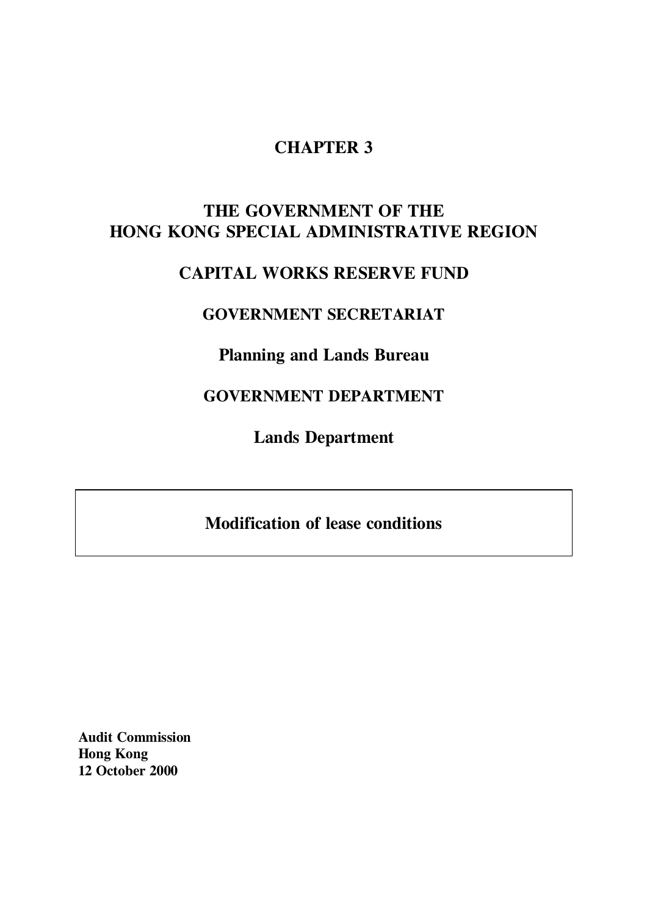# CHAPTER 3

## THE GOVERNMENT OF THE HONG KONG SPECIAL ADMINISTRATIVE REGION

## CAPITAL WORKS RESERVE FUND

### GOVERNMENT SECRETARIAT

### Planning and Lands Bureau

### GOVERNMENT DEPARTMENT

### Lands Department

**Modification of lease conditions**

**Audit Commission**
**Hong Kong**
**12 October 2000**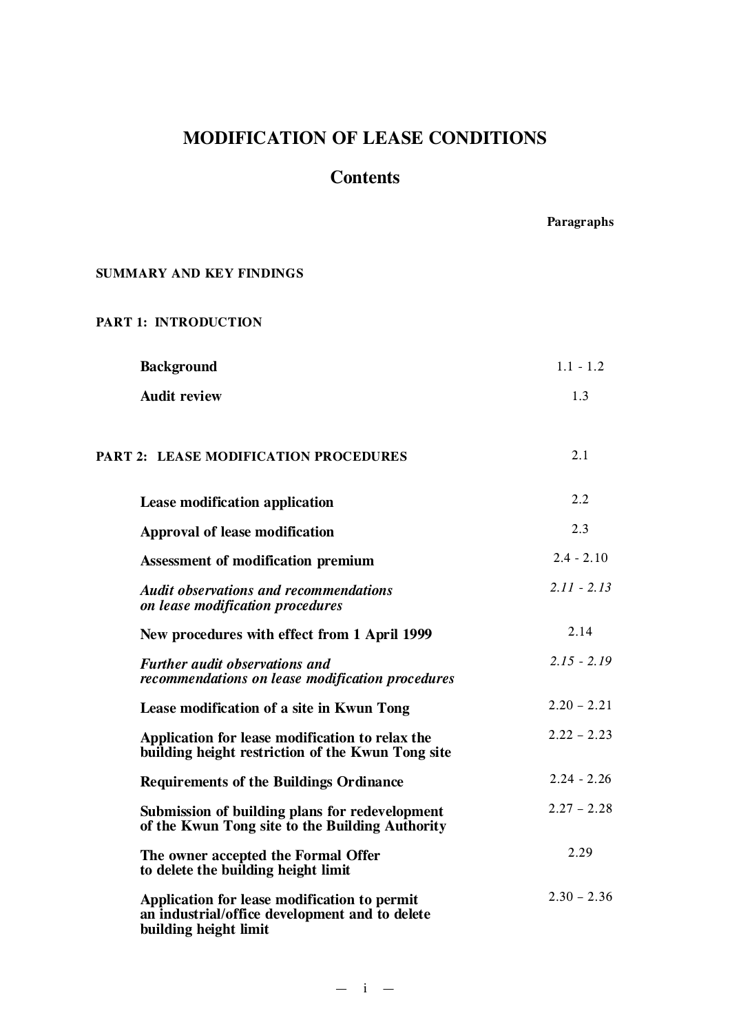# MODIFICATION OF LEASE CONDITIONS

## Contents

| | Paragraphs |
|---|---|
| **SUMMARY AND KEY FINDINGS** | |
| **PART 1: INTRODUCTION** | |
| **Background** | 1.1 - 1.2 |
| **Audit review** | 1.3 |
| **PART 2: LEASE MODIFICATION PROCEDURES** | 2.1 |
| **Lease modification application** | 2.2 |
| **Approval of lease modification** | 2.3 |
| **Assessment of modification premium** | 2.4 - 2.10 |
| ***Audit observations and recommendations on lease modification procedures*** | *2.11 - 2.13* |
| **New procedures with effect from 1 April 1999** | 2.14 |
| ***Further audit observations and recommendations on lease modification procedures*** | *2.15 - 2.19* |
| **Lease modification of a site in Kwun Tong** | 2.20 – 2.21 |
| **Application for lease modification to relax the building height restriction of the Kwun Tong site** | 2.22 – 2.23 |
| **Requirements of the Buildings Ordinance** | 2.24 - 2.26 |
| **Submission of building plans for redevelopment of the Kwun Tong site to the Building Authority** | 2.27 – 2.28 |
| **The owner accepted the Formal Offer to delete the building height limit** | 2.29 |
| **Application for lease modification to permit an industrial/office development and to delete building height limit** | 2.30 – 2.36 |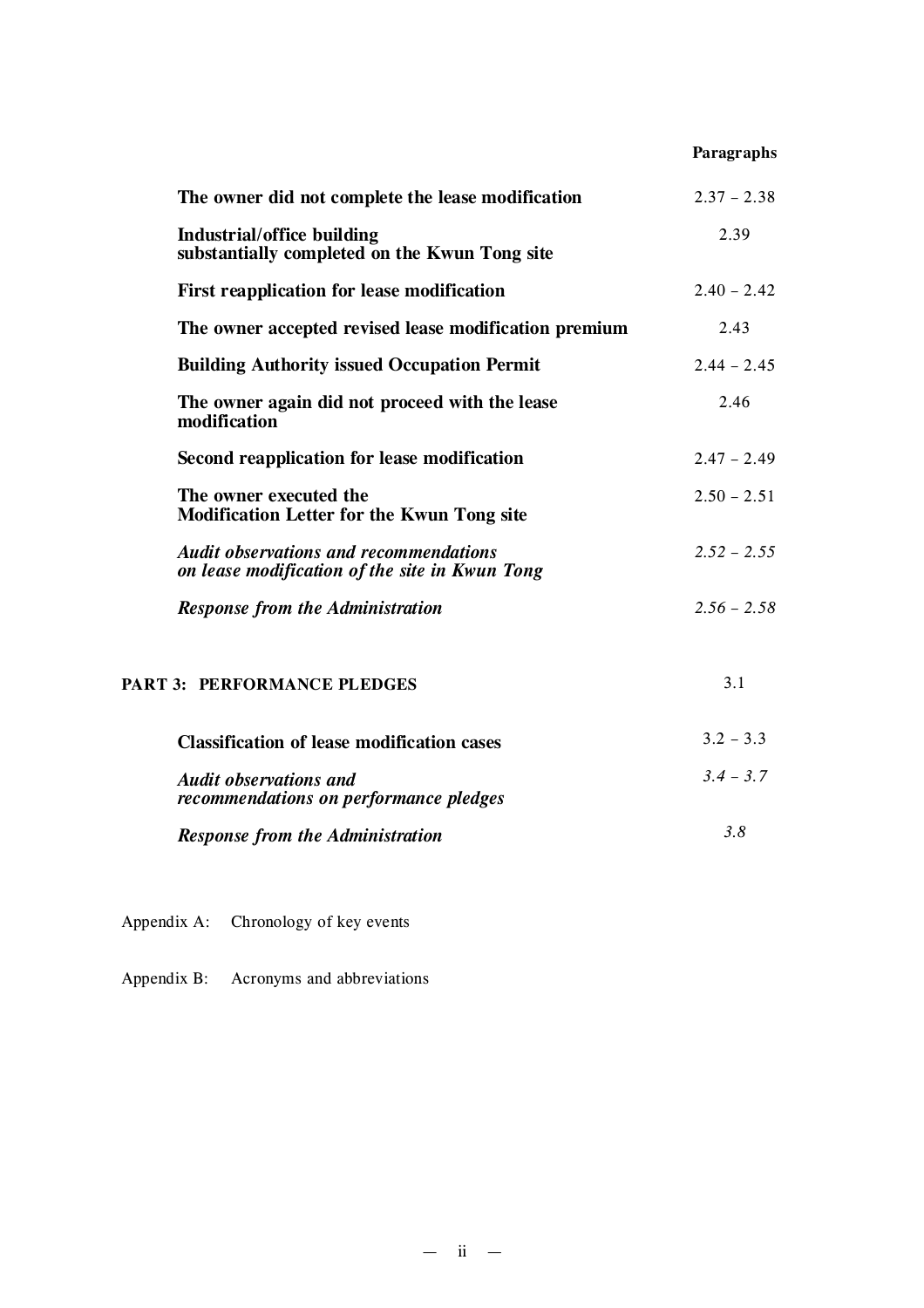| | Paragraphs |
|---|---|
| **The owner did not complete the lease modification** | 2.37 – 2.38 |
| **Industrial/office building substantially completed on the Kwun Tong site** | 2.39 |
| **First reapplication for lease modification** | 2.40 – 2.42 |
| **The owner accepted revised lease modification premium** | 2.43 |
| **Building Authority issued Occupation Permit** | 2.44 – 2.45 |
| **The owner again did not proceed with the lease modification** | 2.46 |
| **Second reapplication for lease modification** | 2.47 – 2.49 |
| **The owner executed the Modification Letter for the Kwun Tong site** | 2.50 – 2.51 |
| ***Audit observations and recommendations on lease modification of the site in Kwun Tong*** | *2.52 – 2.55* |
| ***Response from the Administration*** | *2.56 – 2.58* |
| **PART 3: PERFORMANCE PLEDGES** | 3.1 |
| **Classification of lease modification cases** | 3.2 – 3.3 |
| ***Audit observations and recommendations on performance pledges*** | *3.4 – 3.7* |
| ***Response from the Administration*** | *3.8* |

Appendix A: Chronology of key events

Appendix B: Acronyms and abbreviations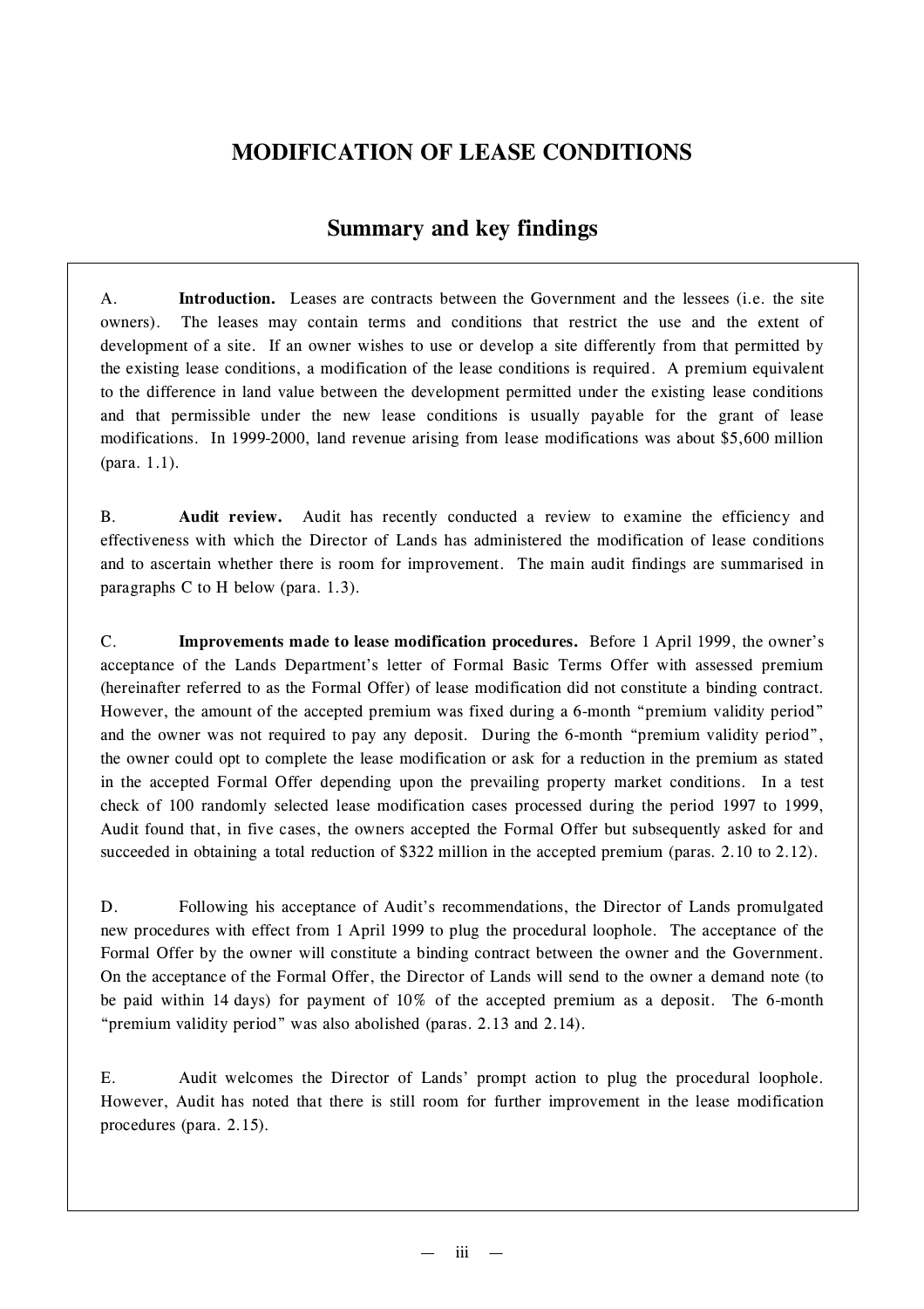# MODIFICATION OF LEASE CONDITIONS

## Summary and key findings

A. **Introduction.** Leases are contracts between the Government and the lessees (i.e. the site owners). The leases may contain terms and conditions that restrict the use and the extent of development of a site. If an owner wishes to use or develop a site differently from that permitted by the existing lease conditions, a modification of the lease conditions is required. A premium equivalent to the difference in land value between the development permitted under the existing lease conditions and that permissible under the new lease conditions is usually payable for the grant of lease modifications. In 1999-2000, land revenue arising from lease modifications was about $5,600 million (para. 1.1).

B. **Audit review.** Audit has recently conducted a review to examine the efficiency and effectiveness with which the Director of Lands has administered the modification of lease conditions and to ascertain whether there is room for improvement. The main audit findings are summarised in paragraphs C to H below (para. 1.3).

C. **Improvements made to lease modification procedures.** Before 1 April 1999, the owner's acceptance of the Lands Department's letter of Formal Basic Terms Offer with assessed premium (hereinafter referred to as the Formal Offer) of lease modification did not constitute a binding contract. However, the amount of the accepted premium was fixed during a 6-month "premium validity period" and the owner was not required to pay any deposit. During the 6-month "premium validity period", the owner could opt to complete the lease modification or ask for a reduction in the premium as stated in the accepted Formal Offer depending upon the prevailing property market conditions. In a test check of 100 randomly selected lease modification cases processed during the period 1997 to 1999, Audit found that, in five cases, the owners accepted the Formal Offer but subsequently asked for and succeeded in obtaining a total reduction of $322 million in the accepted premium (paras. 2.10 to 2.12).

D. Following his acceptance of Audit's recommendations, the Director of Lands promulgated new procedures with effect from 1 April 1999 to plug the procedural loophole. The acceptance of the Formal Offer by the owner will constitute a binding contract between the owner and the Government. On the acceptance of the Formal Offer, the Director of Lands will send to the owner a demand note (to be paid within 14 days) for payment of 10% of the accepted premium as a deposit. The 6-month "premium validity period" was also abolished (paras. 2.13 and 2.14).

E. Audit welcomes the Director of Lands' prompt action to plug the procedural loophole. However, Audit has noted that there is still room for further improvement in the lease modification procedures (para. 2.15).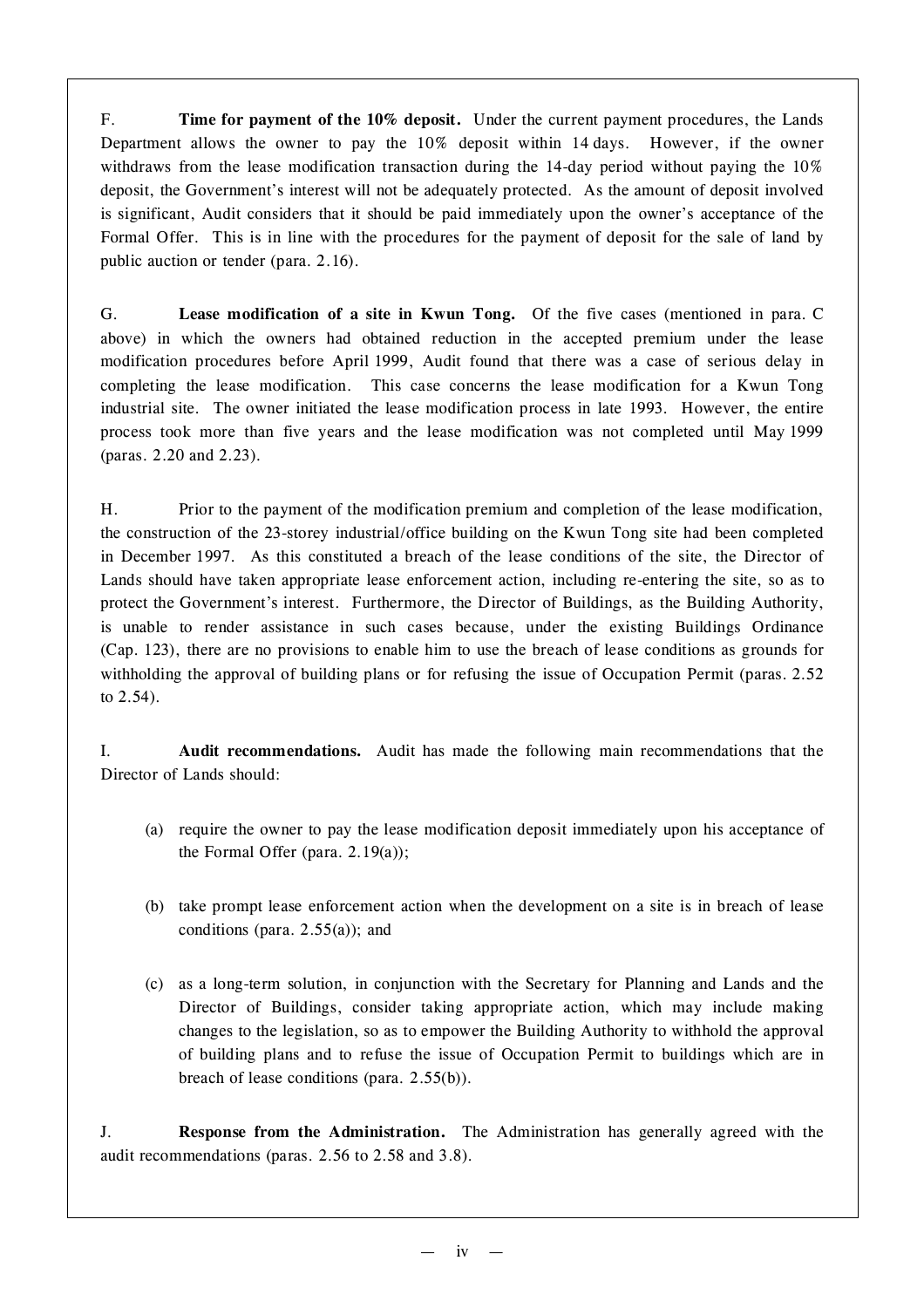F. **Time for payment of the 10% deposit.** Under the current payment procedures, the Lands Department allows the owner to pay the 10% deposit within 14 days. However, if the owner withdraws from the lease modification transaction during the 14-day period without paying the 10% deposit, the Government's interest will not be adequately protected. As the amount of deposit involved is significant, Audit considers that it should be paid immediately upon the owner's acceptance of the Formal Offer. This is in line with the procedures for the payment of deposit for the sale of land by public auction or tender (para. 2.16).

G. **Lease modification of a site in Kwun Tong.** Of the five cases (mentioned in para. C above) in which the owners had obtained reduction in the accepted premium under the lease modification procedures before April 1999, Audit found that there was a case of serious delay in completing the lease modification. This case concerns the lease modification for a Kwun Tong industrial site. The owner initiated the lease modification process in late 1993. However, the entire process took more than five years and the lease modification was not completed until May 1999 (paras. 2.20 and 2.23).

H. Prior to the payment of the modification premium and completion of the lease modification, the construction of the 23-storey industrial/office building on the Kwun Tong site had been completed in December 1997. As this constituted a breach of the lease conditions of the site, the Director of Lands should have taken appropriate lease enforcement action, including re-entering the site, so as to protect the Government's interest. Furthermore, the Director of Buildings, as the Building Authority, is unable to render assistance in such cases because, under the existing Buildings Ordinance (Cap. 123), there are no provisions to enable him to use the breach of lease conditions as grounds for withholding the approval of building plans or for refusing the issue of Occupation Permit (paras. 2.52 to 2.54).

I. **Audit recommendations.** Audit has made the following main recommendations that the Director of Lands should:

(a) require the owner to pay the lease modification deposit immediately upon his acceptance of the Formal Offer (para. 2.19(a));

(b) take prompt lease enforcement action when the development on a site is in breach of lease conditions (para. 2.55(a)); and

(c) as a long-term solution, in conjunction with the Secretary for Planning and Lands and the Director of Buildings, consider taking appropriate action, which may include making changes to the legislation, so as to empower the Building Authority to withhold the approval of building plans and to refuse the issue of Occupation Permit to buildings which are in breach of lease conditions (para. 2.55(b)).

J. **Response from the Administration.** The Administration has generally agreed with the audit recommendations (paras. 2.56 to 2.58 and 3.8).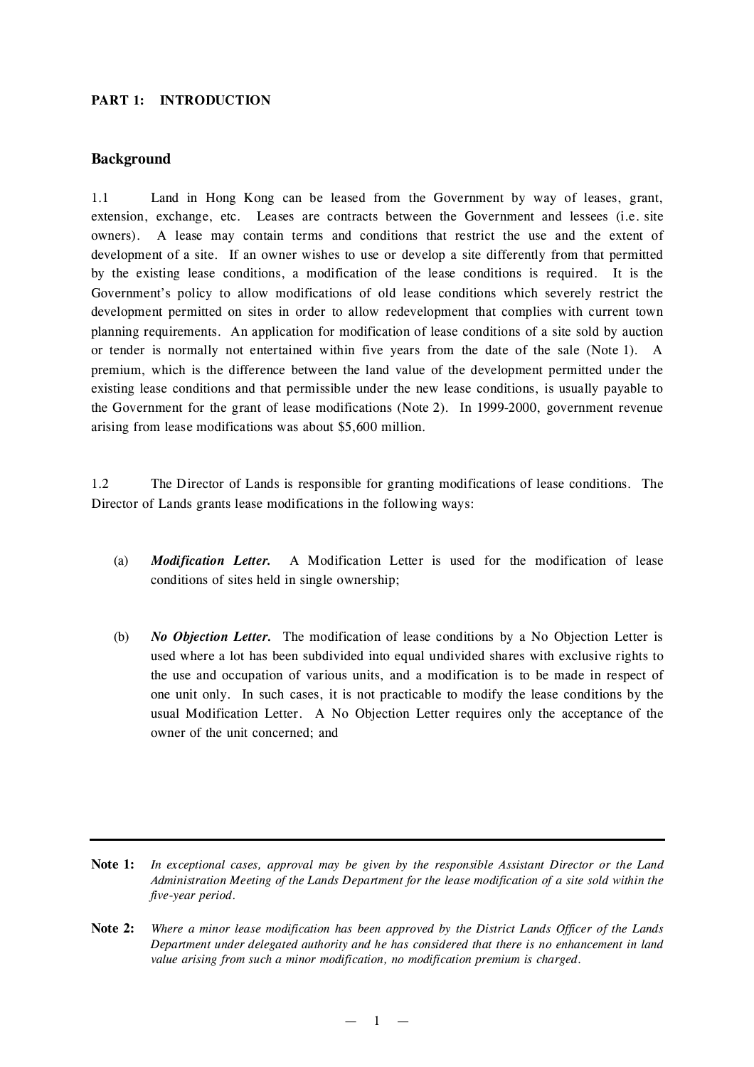## PART 1: INTRODUCTION

### Background

1.1 Land in Hong Kong can be leased from the Government by way of leases, grant, extension, exchange, etc. Leases are contracts between the Government and lessees (i.e. site owners). A lease may contain terms and conditions that restrict the use and the extent of development of a site. If an owner wishes to use or develop a site differently from that permitted by the existing lease conditions, a modification of the lease conditions is required. It is the Government's policy to allow modifications of old lease conditions which severely restrict the development permitted on sites in order to allow redevelopment that complies with current town planning requirements. An application for modification of lease conditions of a site sold by auction or tender is normally not entertained within five years from the date of the sale (Note 1). A premium, which is the difference between the land value of the development permitted under the existing lease conditions and that permissible under the new lease conditions, is usually payable to the Government for the grant of lease modifications (Note 2). In 1999-2000, government revenue arising from lease modifications was about $5,600 million.

1.2 The Director of Lands is responsible for granting modifications of lease conditions. The Director of Lands grants lease modifications in the following ways:

(a) ***Modification Letter.*** A Modification Letter is used for the modification of lease conditions of sites held in single ownership;

(b) ***No Objection Letter.*** The modification of lease conditions by a No Objection Letter is used where a lot has been subdivided into equal undivided shares with exclusive rights to the use and occupation of various units, and a modification is to be made in respect of one unit only. In such cases, it is not practicable to modify the lease conditions by the usual Modification Letter. A No Objection Letter requires only the acceptance of the owner of the unit concerned; and

---

**Note 1:** *In exceptional cases, approval may be given by the responsible Assistant Director or the Land Administration Meeting of the Lands Department for the lease modification of a site sold within the five-year period.*

**Note 2:** *Where a minor lease modification has been approved by the District Lands Officer of the Lands Department under delegated authority and he has considered that there is no enhancement in land value arising from such a minor modification, no modification premium is charged.*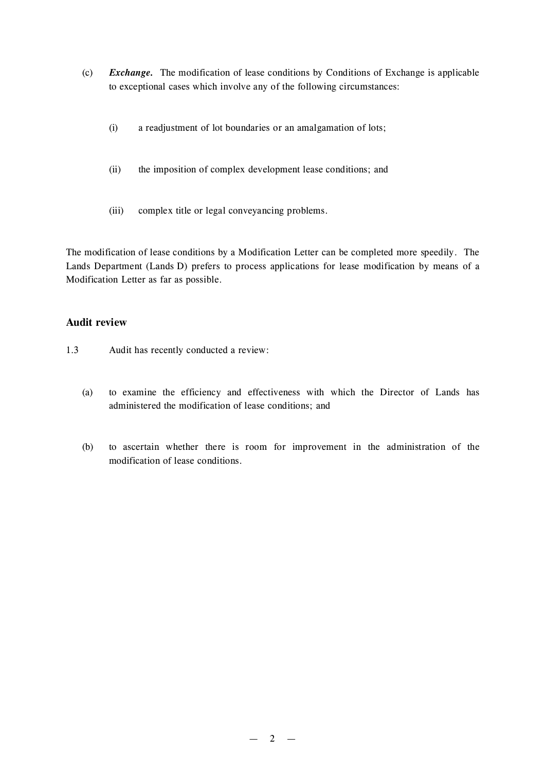(c) ***Exchange.*** The modification of lease conditions by Conditions of Exchange is applicable to exceptional cases which involve any of the following circumstances:

   (i) a readjustment of lot boundaries or an amalgamation of lots;

   (ii) the imposition of complex development lease conditions; and

   (iii) complex title or legal conveyancing problems.

The modification of lease conditions by a Modification Letter can be completed more speedily. The Lands Department (Lands D) prefers to process applications for lease modification by means of a Modification Letter as far as possible.

## Audit review

1.3 Audit has recently conducted a review:

(a) to examine the efficiency and effectiveness with which the Director of Lands has administered the modification of lease conditions; and

(b) to ascertain whether there is room for improvement in the administration of the modification of lease conditions.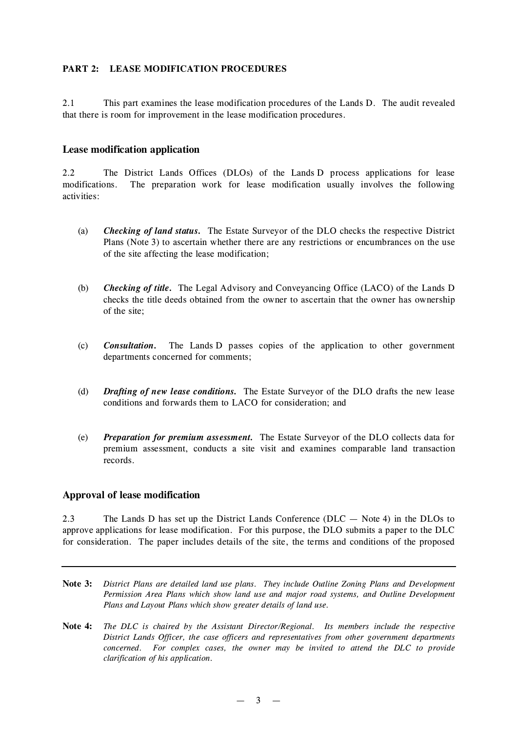## PART 2: LEASE MODIFICATION PROCEDURES

2.1 This part examines the lease modification procedures of the Lands D. The audit revealed that there is room for improvement in the lease modification procedures.

### Lease modification application

2.2 The District Lands Offices (DLOs) of the Lands D process applications for lease modifications. The preparation work for lease modification usually involves the following activities:

(a) ***Checking of land status.*** The Estate Surveyor of the DLO checks the respective District Plans (Note 3) to ascertain whether there are any restrictions or encumbrances on the use of the site affecting the lease modification;

(b) ***Checking of title.*** The Legal Advisory and Conveyancing Office (LACO) of the Lands D checks the title deeds obtained from the owner to ascertain that the owner has ownership of the site;

(c) ***Consultation.*** The Lands D passes copies of the application to other government departments concerned for comments;

(d) ***Drafting of new lease conditions.*** The Estate Surveyor of the DLO drafts the new lease conditions and forwards them to LACO for consideration; and

(e) ***Preparation for premium assessment.*** The Estate Surveyor of the DLO collects data for premium assessment, conducts a site visit and examines comparable land transaction records.

### Approval of lease modification

2.3 The Lands D has set up the District Lands Conference (DLC — Note 4) in the DLOs to approve applications for lease modification. For this purpose, the DLO submits a paper to the DLC for consideration. The paper includes details of the site, the terms and conditions of the proposed

---

**Note 3:** *District Plans are detailed land use plans. They include Outline Zoning Plans and Development Permission Area Plans which show land use and major road systems, and Outline Development Plans and Layout Plans which show greater details of land use.*

**Note 4:** *The DLC is chaired by the Assistant Director/Regional. Its members include the respective District Lands Officer, the case officers and representatives from other government departments concerned. For complex cases, the owner may be invited to attend the DLC to provide clarification of his application.*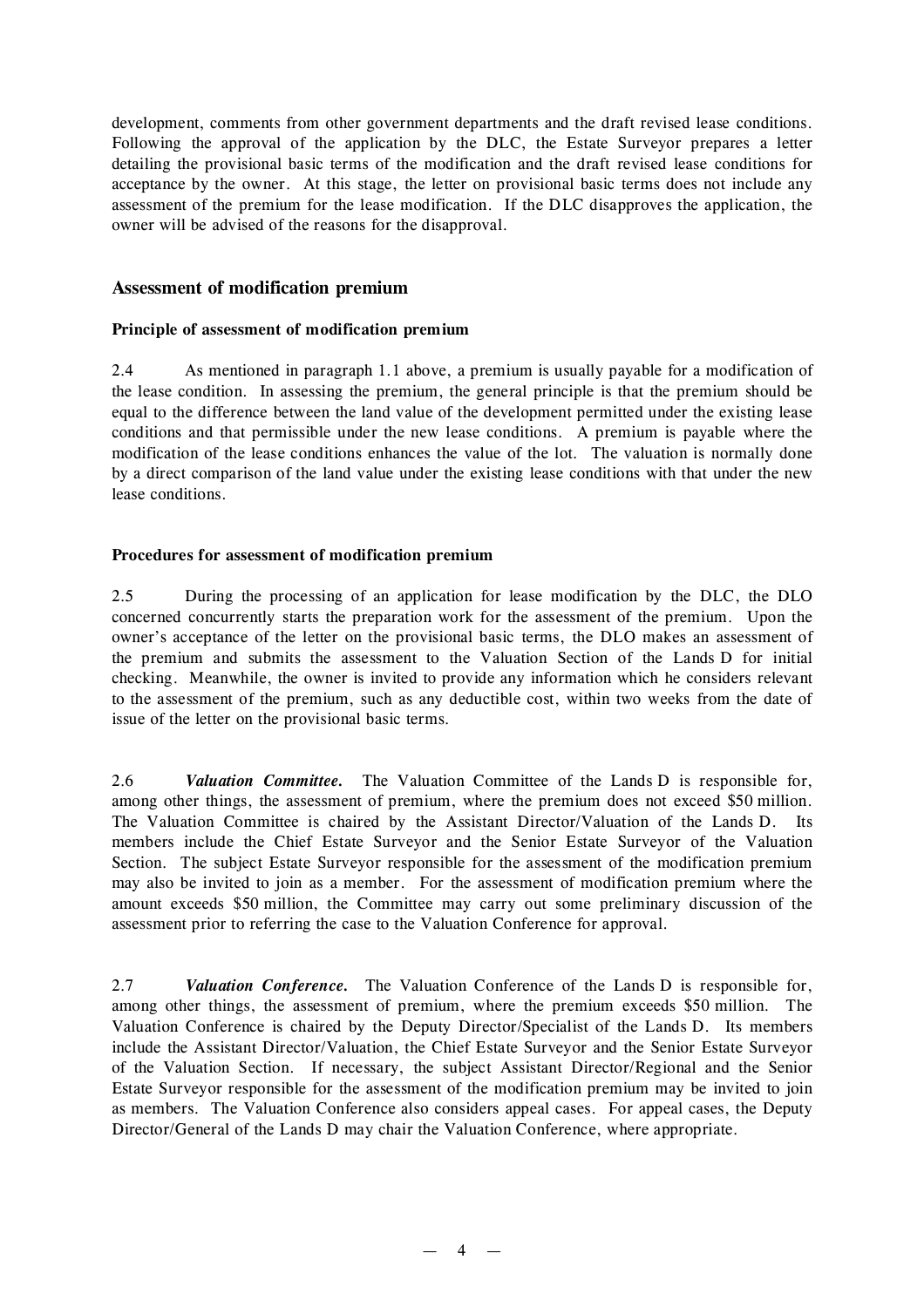development, comments from other government departments and the draft revised lease conditions. Following the approval of the application by the DLC, the Estate Surveyor prepares a letter detailing the provisional basic terms of the modification and the draft revised lease conditions for acceptance by the owner. At this stage, the letter on provisional basic terms does not include any assessment of the premium for the lease modification. If the DLC disapproves the application, the owner will be advised of the reasons for the disapproval.

## Assessment of modification premium

### Principle of assessment of modification premium

2.4 As mentioned in paragraph 1.1 above, a premium is usually payable for a modification of the lease condition. In assessing the premium, the general principle is that the premium should be equal to the difference between the land value of the development permitted under the existing lease conditions and that permissible under the new lease conditions. A premium is payable where the modification of the lease conditions enhances the value of the lot. The valuation is normally done by a direct comparison of the land value under the existing lease conditions with that under the new lease conditions.

### Procedures for assessment of modification premium

2.5 During the processing of an application for lease modification by the DLC, the DLO concerned concurrently starts the preparation work for the assessment of the premium. Upon the owner's acceptance of the letter on the provisional basic terms, the DLO makes an assessment of the premium and submits the assessment to the Valuation Section of the Lands D for initial checking. Meanwhile, the owner is invited to provide any information which he considers relevant to the assessment of the premium, such as any deductible cost, within two weeks from the date of issue of the letter on the provisional basic terms.

2.6 ***Valuation Committee.*** The Valuation Committee of the Lands D is responsible for, among other things, the assessment of premium, where the premium does not exceed $50 million. The Valuation Committee is chaired by the Assistant Director/Valuation of the Lands D. Its members include the Chief Estate Surveyor and the Senior Estate Surveyor of the Valuation Section. The subject Estate Surveyor responsible for the assessment of the modification premium may also be invited to join as a member. For the assessment of modification premium where the amount exceeds $50 million, the Committee may carry out some preliminary discussion of the assessment prior to referring the case to the Valuation Conference for approval.

2.7 ***Valuation Conference.*** The Valuation Conference of the Lands D is responsible for, among other things, the assessment of premium, where the premium exceeds $50 million. The Valuation Conference is chaired by the Deputy Director/Specialist of the Lands D. Its members include the Assistant Director/Valuation, the Chief Estate Surveyor and the Senior Estate Surveyor of the Valuation Section. If necessary, the subject Assistant Director/Regional and the Senior Estate Surveyor responsible for the assessment of the modification premium may be invited to join as members. The Valuation Conference also considers appeal cases. For appeal cases, the Deputy Director/General of the Lands D may chair the Valuation Conference, where appropriate.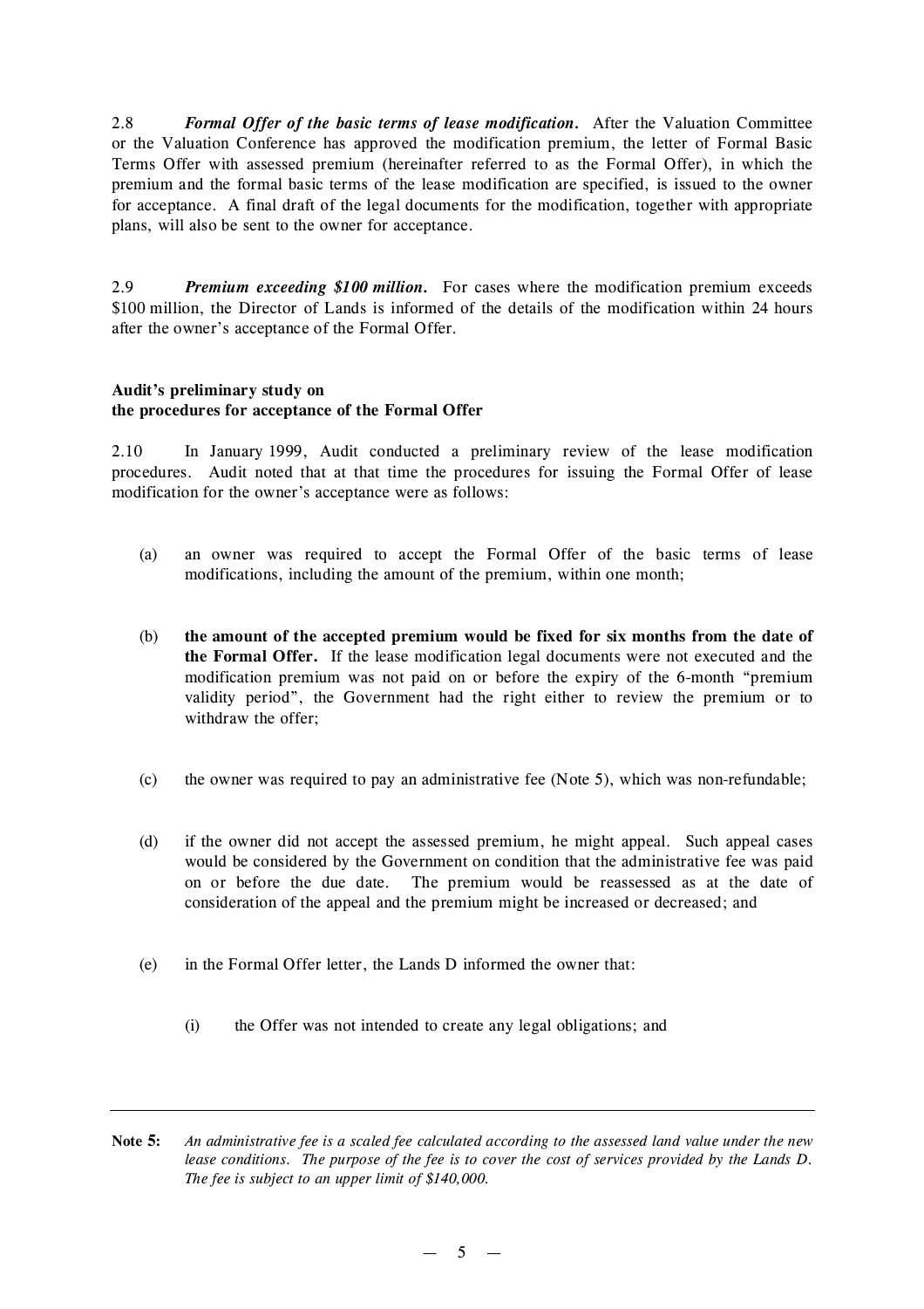2.8 ***Formal Offer of the basic terms of lease modification.*** After the Valuation Committee or the Valuation Conference has approved the modification premium, the letter of Formal Basic Terms Offer with assessed premium (hereinafter referred to as the Formal Offer), in which the premium and the formal basic terms of the lease modification are specified, is issued to the owner for acceptance. A final draft of the legal documents for the modification, together with appropriate plans, will also be sent to the owner for acceptance.

2.9 ***Premium exceeding $100 million.*** For cases where the modification premium exceeds $100 million, the Director of Lands is informed of the details of the modification within 24 hours after the owner's acceptance of the Formal Offer.

**Audit's preliminary study on the procedures for acceptance of the Formal Offer**

2.10 In January 1999, Audit conducted a preliminary review of the lease modification procedures. Audit noted that at that time the procedures for issuing the Formal Offer of lease modification for the owner's acceptance were as follows:

(a) an owner was required to accept the Formal Offer of the basic terms of lease modifications, including the amount of the premium, within one month;

(b) **the amount of the accepted premium would be fixed for six months from the date of the Formal Offer.** If the lease modification legal documents were not executed and the modification premium was not paid on or before the expiry of the 6-month "premium validity period", the Government had the right either to review the premium or to withdraw the offer;

(c) the owner was required to pay an administrative fee (Note 5), which was non-refundable;

(d) if the owner did not accept the assessed premium, he might appeal. Such appeal cases would be considered by the Government on condition that the administrative fee was paid on or before the due date. The premium would be reassessed as at the date of consideration of the appeal and the premium might be increased or decreased; and

(e) in the Formal Offer letter, the Lands D informed the owner that:

   (i) the Offer was not intended to create any legal obligations; and

---

**Note 5:** *An administrative fee is a scaled fee calculated according to the assessed land value under the new lease conditions. The purpose of the fee is to cover the cost of services provided by the Lands D. The fee is subject to an upper limit of $140,000.*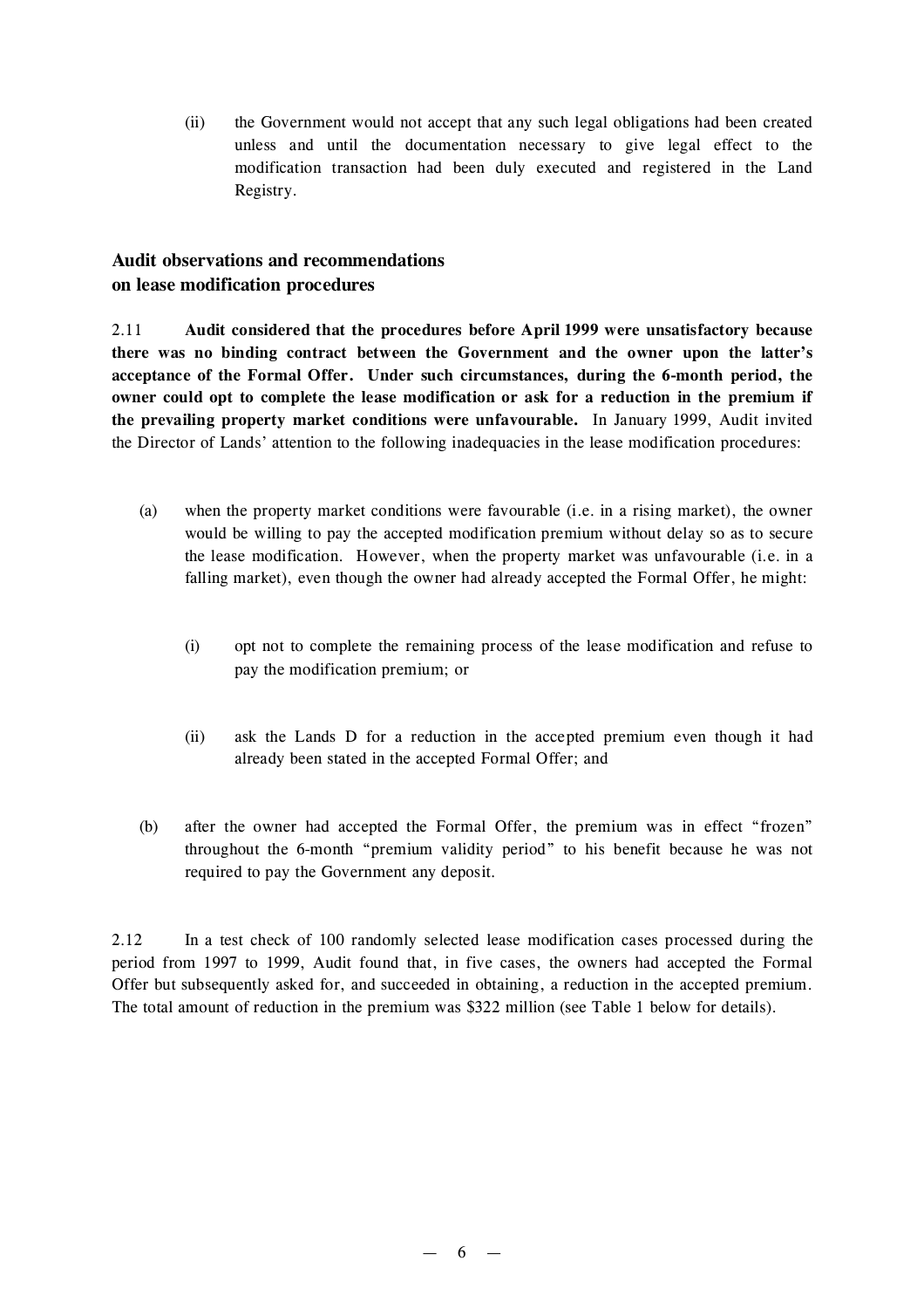(ii) the Government would not accept that any such legal obligations had been created unless and until the documentation necessary to give legal effect to the modification transaction had been duly executed and registered in the Land Registry.

## Audit observations and recommendations on lease modification procedures

2.11 **Audit considered that the procedures before April 1999 were unsatisfactory because there was no binding contract between the Government and the owner upon the latter's acceptance of the Formal Offer. Under such circumstances, during the 6-month period, the owner could opt to complete the lease modification or ask for a reduction in the premium if the prevailing property market conditions were unfavourable.** In January 1999, Audit invited the Director of Lands' attention to the following inadequacies in the lease modification procedures:

(a) when the property market conditions were favourable (i.e. in a rising market), the owner would be willing to pay the accepted modification premium without delay so as to secure the lease modification. However, when the property market was unfavourable (i.e. in a falling market), even though the owner had already accepted the Formal Offer, he might:

   (i) opt not to complete the remaining process of the lease modification and refuse to pay the modification premium; or

   (ii) ask the Lands D for a reduction in the accepted premium even though it had already been stated in the accepted Formal Offer; and

(b) after the owner had accepted the Formal Offer, the premium was in effect "frozen" throughout the 6-month "premium validity period" to his benefit because he was not required to pay the Government any deposit.

2.12 In a test check of 100 randomly selected lease modification cases processed during the period from 1997 to 1999, Audit found that, in five cases, the owners had accepted the Formal Offer but subsequently asked for, and succeeded in obtaining, a reduction in the accepted premium. The total amount of reduction in the premium was $322 million (see Table 1 below for details).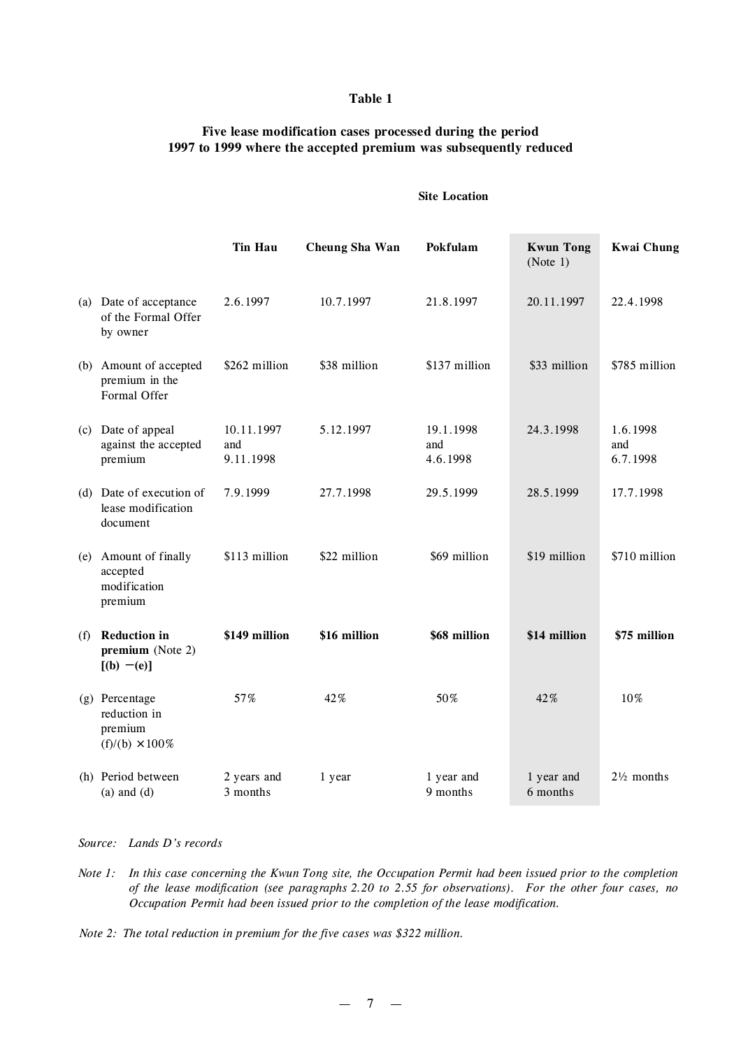# Table 1

## Five lease modification cases processed during the period 1997 to 1999 where the accepted premium was subsequently reduced

| | Site Location | | | | |
|---|---|---|---|---|---|
| | **Tin Hau** | **Cheung Sha Wan** | **Pokfulam** | **Kwun Tong** (Note 1) | **Kwai Chung** |
| (a) Date of acceptance of the Formal Offer by owner | 2.6.1997 | 10.7.1997 | 21.8.1997 | 20.11.1997 | 22.4.1998 |
| (b) Amount of accepted premium in the Formal Offer | $262 million | $38 million | $137 million | $33 million | $785 million |
| (c) Date of appeal against the accepted premium | 10.11.1997 and 9.11.1998 | 5.12.1997 | 19.1.1998 and 4.6.1998 | 24.3.1998 | 1.6.1998 and 6.7.1998 |
| (d) Date of execution of lease modification document | 7.9.1999 | 27.7.1998 | 29.5.1999 | 28.5.1999 | 17.7.1998 |
| (e) Amount of finally accepted modification premium | $113 million | $22 million | $69 million | $19 million | $710 million |
| (f) **Reduction in premium** (Note 2) **[(b) − (e)]** | **$149 million** | **$16 million** | **$68 million** | **$14 million** | **$75 million** |
| (g) Percentage reduction in premium (f)/(b) × 100% | 57% | 42% | 50% | 42% | 10% |
| (h) Period between (a) and (d) | 2 years and 3 months | 1 year | 1 year and 9 months | 1 year and 6 months | 2½ months |

*Source: Lands D's records*

*Note 1: In this case concerning the Kwun Tong site, the Occupation Permit had been issued prior to the completion of the lease modification (see paragraphs 2.20 to 2.55 for observations). For the other four cases, no Occupation Permit had been issued prior to the completion of the lease modification.*

*Note 2: The total reduction in premium for the five cases was $322 million.*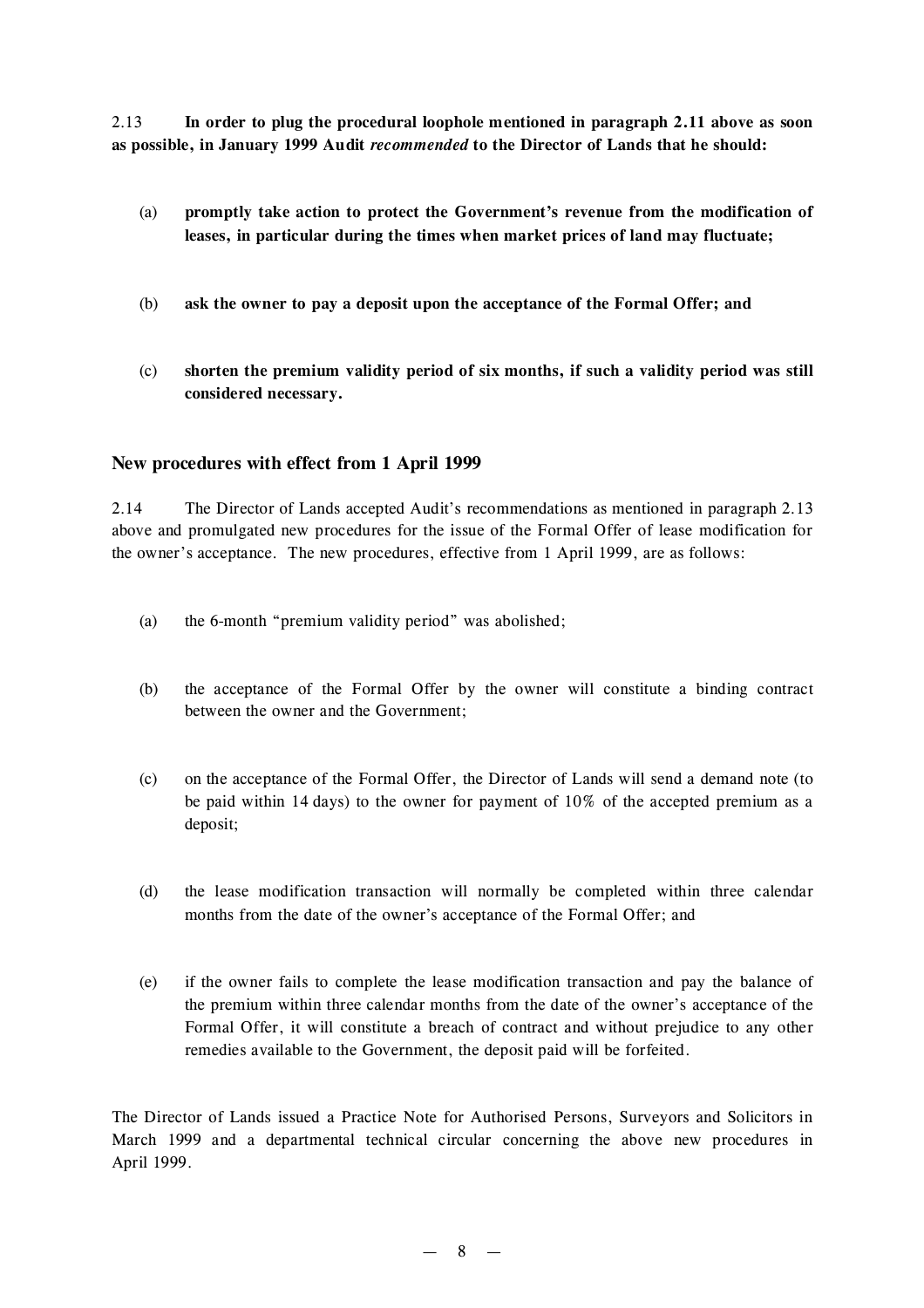2.13 **In order to plug the procedural loophole mentioned in paragraph 2.11 above as soon as possible, in January 1999 Audit *recommended* to the Director of Lands that he should:**

(a) **promptly take action to protect the Government's revenue from the modification of leases, in particular during the times when market prices of land may fluctuate;**

(b) **ask the owner to pay a deposit upon the acceptance of the Formal Offer; and**

(c) **shorten the premium validity period of six months, if such a validity period was still considered necessary.**

### New procedures with effect from 1 April 1999

2.14 The Director of Lands accepted Audit's recommendations as mentioned in paragraph 2.13 above and promulgated new procedures for the issue of the Formal Offer of lease modification for the owner's acceptance. The new procedures, effective from 1 April 1999, are as follows:

(a) the 6-month "premium validity period" was abolished;

(b) the acceptance of the Formal Offer by the owner will constitute a binding contract between the owner and the Government;

(c) on the acceptance of the Formal Offer, the Director of Lands will send a demand note (to be paid within 14 days) to the owner for payment of 10% of the accepted premium as a deposit;

(d) the lease modification transaction will normally be completed within three calendar months from the date of the owner's acceptance of the Formal Offer; and

(e) if the owner fails to complete the lease modification transaction and pay the balance of the premium within three calendar months from the date of the owner's acceptance of the Formal Offer, it will constitute a breach of contract and without prejudice to any other remedies available to the Government, the deposit paid will be forfeited.

The Director of Lands issued a Practice Note for Authorised Persons, Surveyors and Solicitors in March 1999 and a departmental technical circular concerning the above new procedures in April 1999.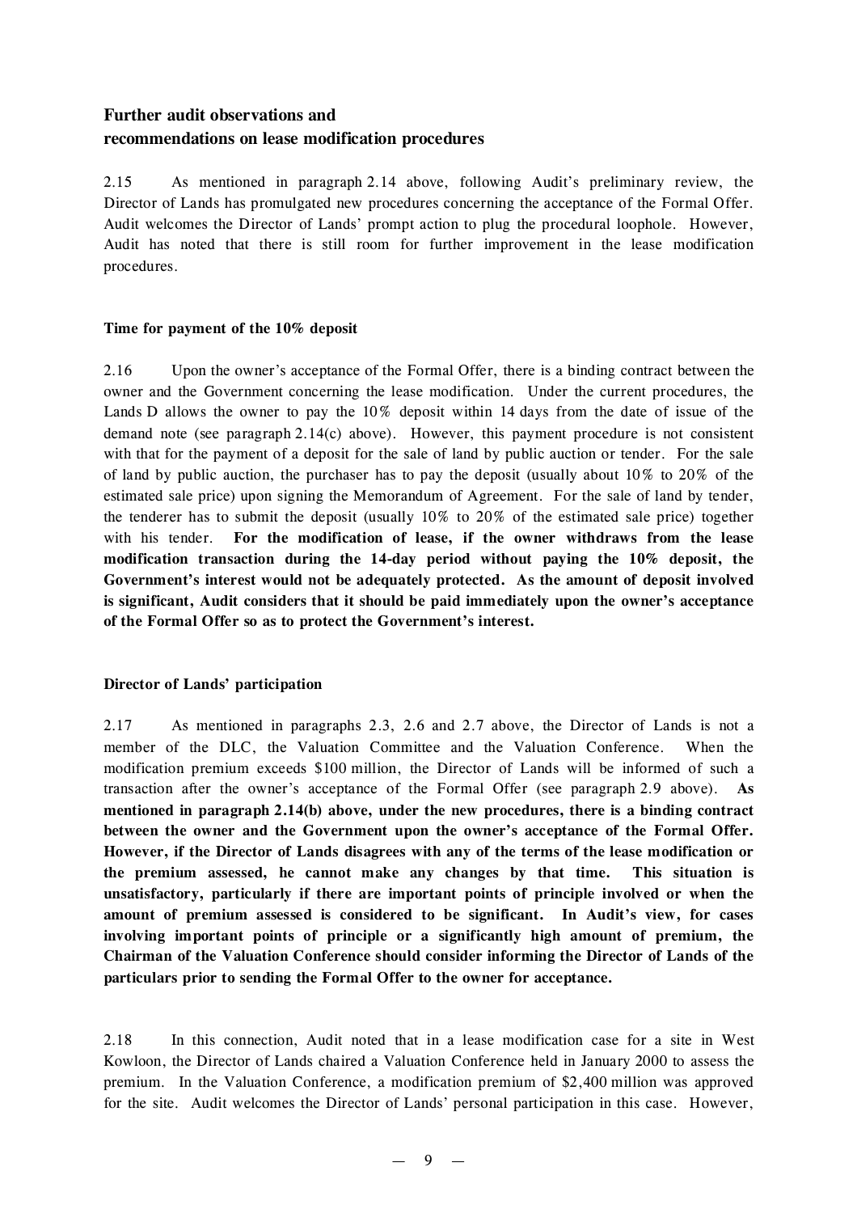## Further audit observations and recommendations on lease modification procedures

2.15 As mentioned in paragraph 2.14 above, following Audit's preliminary review, the Director of Lands has promulgated new procedures concerning the acceptance of the Formal Offer. Audit welcomes the Director of Lands' prompt action to plug the procedural loophole. However, Audit has noted that there is still room for further improvement in the lease modification procedures.

### Time for payment of the 10% deposit

2.16 Upon the owner's acceptance of the Formal Offer, there is a binding contract between the owner and the Government concerning the lease modification. Under the current procedures, the Lands D allows the owner to pay the 10% deposit within 14 days from the date of issue of the demand note (see paragraph 2.14(c) above). However, this payment procedure is not consistent with that for the payment of a deposit for the sale of land by public auction or tender. For the sale of land by public auction, the purchaser has to pay the deposit (usually about 10% to 20% of the estimated sale price) upon signing the Memorandum of Agreement. For the sale of land by tender, the tenderer has to submit the deposit (usually 10% to 20% of the estimated sale price) together with his tender. **For the modification of lease, if the owner withdraws from the lease modification transaction during the 14-day period without paying the 10% deposit, the Government's interest would not be adequately protected. As the amount of deposit involved is significant, Audit considers that it should be paid immediately upon the owner's acceptance of the Formal Offer so as to protect the Government's interest.**

### Director of Lands' participation

2.17 As mentioned in paragraphs 2.3, 2.6 and 2.7 above, the Director of Lands is not a member of the DLC, the Valuation Committee and the Valuation Conference. When the modification premium exceeds $100 million, the Director of Lands will be informed of such a transaction after the owner's acceptance of the Formal Offer (see paragraph 2.9 above). **As mentioned in paragraph 2.14(b) above, under the new procedures, there is a binding contract between the owner and the Government upon the owner's acceptance of the Formal Offer. However, if the Director of Lands disagrees with any of the terms of the lease modification or the premium assessed, he cannot make any changes by that time. This situation is unsatisfactory, particularly if there are important points of principle involved or when the amount of premium assessed is considered to be significant. In Audit's view, for cases involving important points of principle or a significantly high amount of premium, the Chairman of the Valuation Conference should consider informing the Director of Lands of the particulars prior to sending the Formal Offer to the owner for acceptance.**

2.18 In this connection, Audit noted that in a lease modification case for a site in West Kowloon, the Director of Lands chaired a Valuation Conference held in January 2000 to assess the premium. In the Valuation Conference, a modification premium of $2,400 million was approved for the site. Audit welcomes the Director of Lands' personal participation in this case. However,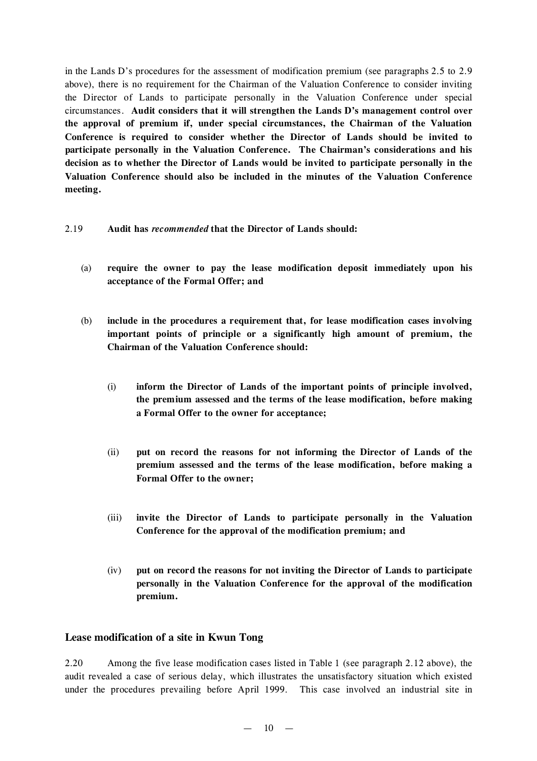in the Lands D's procedures for the assessment of modification premium (see paragraphs 2.5 to 2.9 above), there is no requirement for the Chairman of the Valuation Conference to consider inviting the Director of Lands to participate personally in the Valuation Conference under special circumstances. **Audit considers that it will strengthen the Lands D's management control over the approval of premium if, under special circumstances, the Chairman of the Valuation Conference is required to consider whether the Director of Lands should be invited to participate personally in the Valuation Conference. The Chairman's considerations and his decision as to whether the Director of Lands would be invited to participate personally in the Valuation Conference should also be included in the minutes of the Valuation Conference meeting.**

2.19 **Audit has *recommended* that the Director of Lands should:**

(a) **require the owner to pay the lease modification deposit immediately upon his acceptance of the Formal Offer; and**

(b) **include in the procedures a requirement that, for lease modification cases involving important points of principle or a significantly high amount of premium, the Chairman of the Valuation Conference should:**

   (i) **inform the Director of Lands of the important points of principle involved, the premium assessed and the terms of the lease modification, before making a Formal Offer to the owner for acceptance;**

   (ii) **put on record the reasons for not informing the Director of Lands of the premium assessed and the terms of the lease modification, before making a Formal Offer to the owner;**

   (iii) **invite the Director of Lands to participate personally in the Valuation Conference for the approval of the modification premium; and**

   (iv) **put on record the reasons for not inviting the Director of Lands to participate personally in the Valuation Conference for the approval of the modification premium.**

### Lease modification of a site in Kwun Tong

2.20 Among the five lease modification cases listed in Table 1 (see paragraph 2.12 above), the audit revealed a case of serious delay, which illustrates the unsatisfactory situation which existed under the procedures prevailing before April 1999. This case involved an industrial site in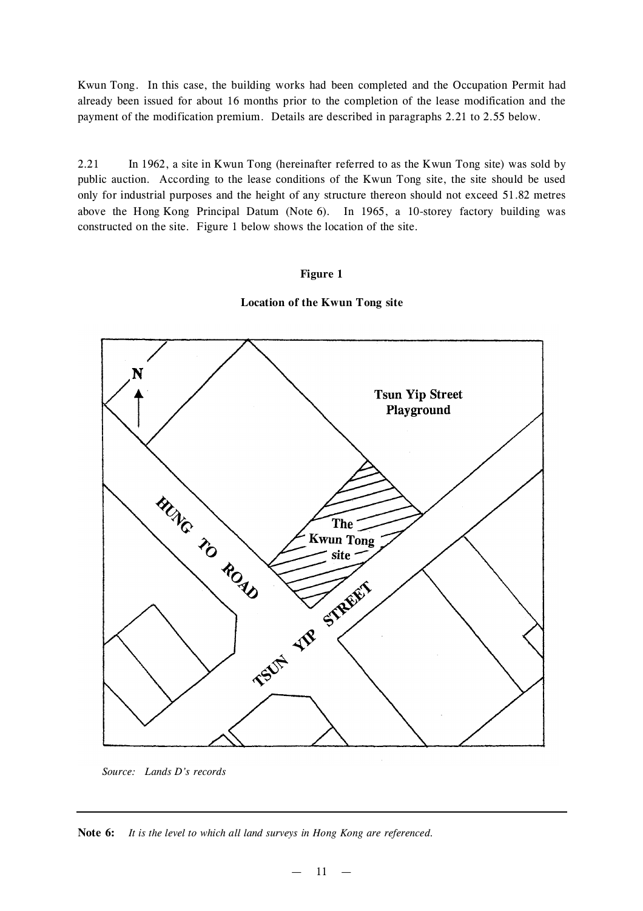Kwun Tong. In this case, the building works had been completed and the Occupation Permit had already been issued for about 16 months prior to the completion of the lease modification and the payment of the modification premium. Details are described in paragraphs 2.21 to 2.55 below.

2.21 In 1962, a site in Kwun Tong (hereinafter referred to as the Kwun Tong site) was sold by public auction. According to the lease conditions of the Kwun Tong site, the site should be used only for industrial purposes and the height of any structure thereon should not exceed 51.82 metres above the Hong Kong Principal Datum (Note 6). In 1965, a 10-storey factory building was constructed on the site. Figure 1 below shows the location of the site.

**Figure 1**

**Location of the Kwun Tong site**

N

Tsun Yip Street Playground

HUNG TO ROAD

The Kwun Tong site

TSUN YIP STREET

*Source: Lands D's records*

---

**Note 6:** *It is the level to which all land surveys in Hong Kong are referenced.*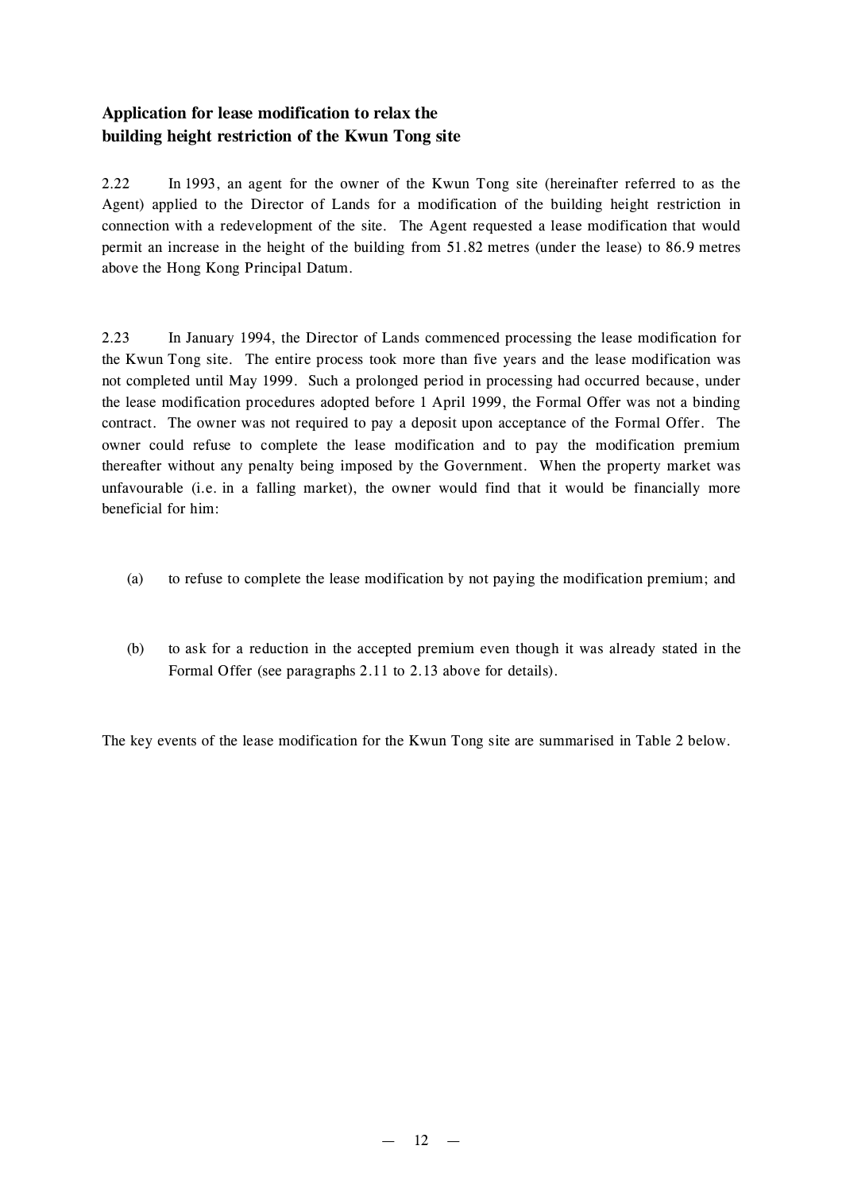### Application for lease modification to relax the building height restriction of the Kwun Tong site

2.22 In 1993, an agent for the owner of the Kwun Tong site (hereinafter referred to as the Agent) applied to the Director of Lands for a modification of the building height restriction in connection with a redevelopment of the site. The Agent requested a lease modification that would permit an increase in the height of the building from 51.82 metres (under the lease) to 86.9 metres above the Hong Kong Principal Datum.

2.23 In January 1994, the Director of Lands commenced processing the lease modification for the Kwun Tong site. The entire process took more than five years and the lease modification was not completed until May 1999. Such a prolonged period in processing had occurred because, under the lease modification procedures adopted before 1 April 1999, the Formal Offer was not a binding contract. The owner was not required to pay a deposit upon acceptance of the Formal Offer. The owner could refuse to complete the lease modification and to pay the modification premium thereafter without any penalty being imposed by the Government. When the property market was unfavourable (i.e. in a falling market), the owner would find that it would be financially more beneficial for him:

(a) to refuse to complete the lease modification by not paying the modification premium; and

(b) to ask for a reduction in the accepted premium even though it was already stated in the Formal Offer (see paragraphs 2.11 to 2.13 above for details).

The key events of the lease modification for the Kwun Tong site are summarised in Table 2 below.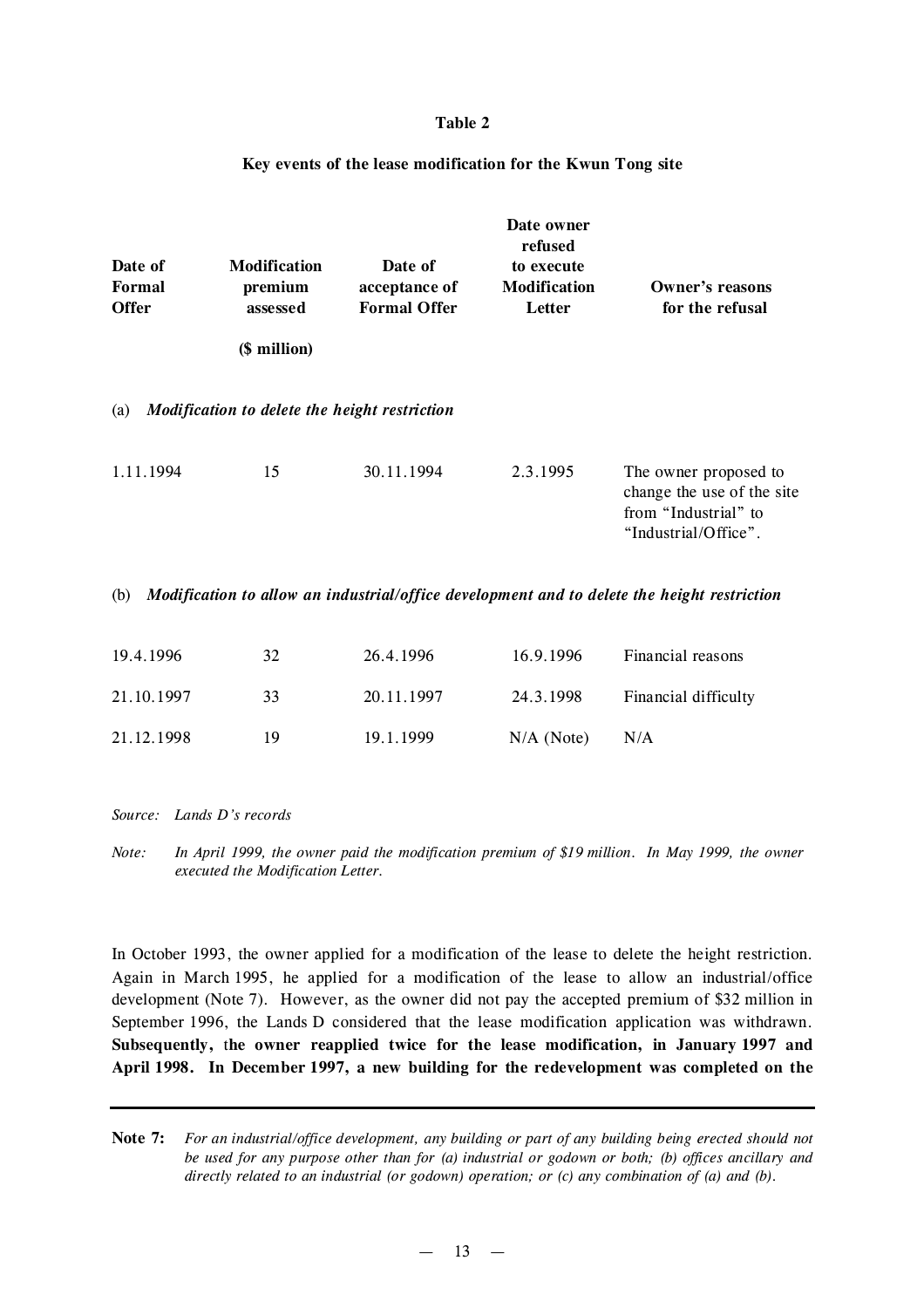**Table 2**

**Key events of the lease modification for the Kwun Tong site**

| Date of Formal Offer | Modification premium assessed ($ million) | Date of acceptance of Formal Offer | Date owner refused to execute Modification Letter | Owner's reasons for the refusal |
|---|---|---|---|---|
| (a) ***Modification to delete the height restriction*** | | | | |
| 1.11.1994 | 15 | 30.11.1994 | 2.3.1995 | The owner proposed to change the use of the site from "Industrial" to "Industrial/Office". |
| (b) ***Modification to allow an industrial/office development and to delete the height restriction*** | | | | |
| 19.4.1996 | 32 | 26.4.1996 | 16.9.1996 | Financial reasons |
| 21.10.1997 | 33 | 20.11.1997 | 24.3.1998 | Financial difficulty |
| 21.12.1998 | 19 | 19.1.1999 | N/A (Note) | N/A |

*Source: Lands D's records*

*Note: In April 1999, the owner paid the modification premium of $19 million. In May 1999, the owner executed the Modification Letter.*

In October 1993, the owner applied for a modification of the lease to delete the height restriction. Again in March 1995, he applied for a modification of the lease to allow an industrial/office development (Note 7). However, as the owner did not pay the accepted premium of $32 million in September 1996, the Lands D considered that the lease modification application was withdrawn. **Subsequently, the owner reapplied twice for the lease modification, in January 1997 and April 1998. In December 1997, a new building for the redevelopment was completed on the**

---

**Note 7:** *For an industrial/office development, any building or part of any building being erected should not be used for any purpose other than for (a) industrial or godown or both; (b) offices ancillary and directly related to an industrial (or godown) operation; or (c) any combination of (a) and (b).*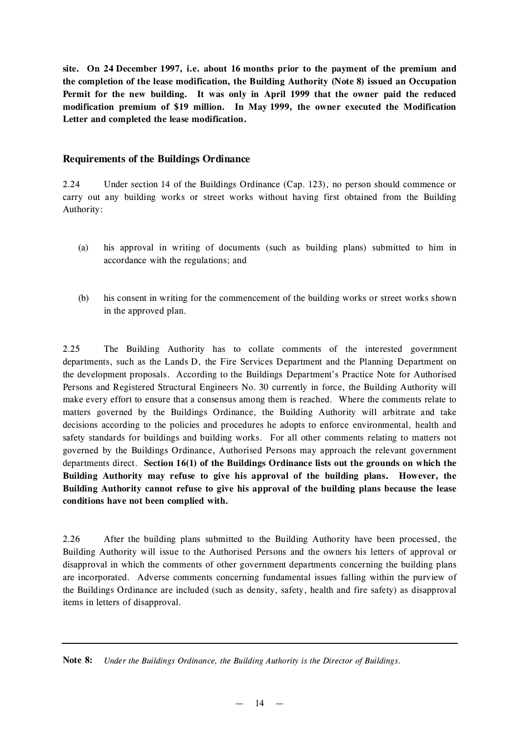**site. On 24 December 1997, i.e. about 16 months prior to the payment of the premium and the completion of the lease modification, the Building Authority (Note 8) issued an Occupation Permit for the new building. It was only in April 1999 that the owner paid the reduced modification premium of $19 million. In May 1999, the owner executed the Modification Letter and completed the lease modification.**

### Requirements of the Buildings Ordinance

2.24 Under section 14 of the Buildings Ordinance (Cap. 123), no person should commence or carry out any building works or street works without having first obtained from the Building Authority:

(a) his approval in writing of documents (such as building plans) submitted to him in accordance with the regulations; and

(b) his consent in writing for the commencement of the building works or street works shown in the approved plan.

2.25 The Building Authority has to collate comments of the interested government departments, such as the Lands D, the Fire Services Department and the Planning Department on the development proposals. According to the Buildings Department's Practice Note for Authorised Persons and Registered Structural Engineers No. 30 currently in force, the Building Authority will make every effort to ensure that a consensus among them is reached. Where the comments relate to matters governed by the Buildings Ordinance, the Building Authority will arbitrate and take decisions according to the policies and procedures he adopts to enforce environmental, health and safety standards for buildings and building works. For all other comments relating to matters not governed by the Buildings Ordinance, Authorised Persons may approach the relevant government departments direct. **Section 16(1) of the Buildings Ordinance lists out the grounds on which the Building Authority may refuse to give his approval of the building plans. However, the Building Authority cannot refuse to give his approval of the building plans because the lease conditions have not been complied with.**

2.26 After the building plans submitted to the Building Authority have been processed, the Building Authority will issue to the Authorised Persons and the owners his letters of approval or disapproval in which the comments of other government departments concerning the building plans are incorporated. Adverse comments concerning fundamental issues falling within the purview of the Buildings Ordinance are included (such as density, safety, health and fire safety) as disapproval items in letters of disapproval.

---

**Note 8:** *Under the Buildings Ordinance, the Building Authority is the Director of Buildings.*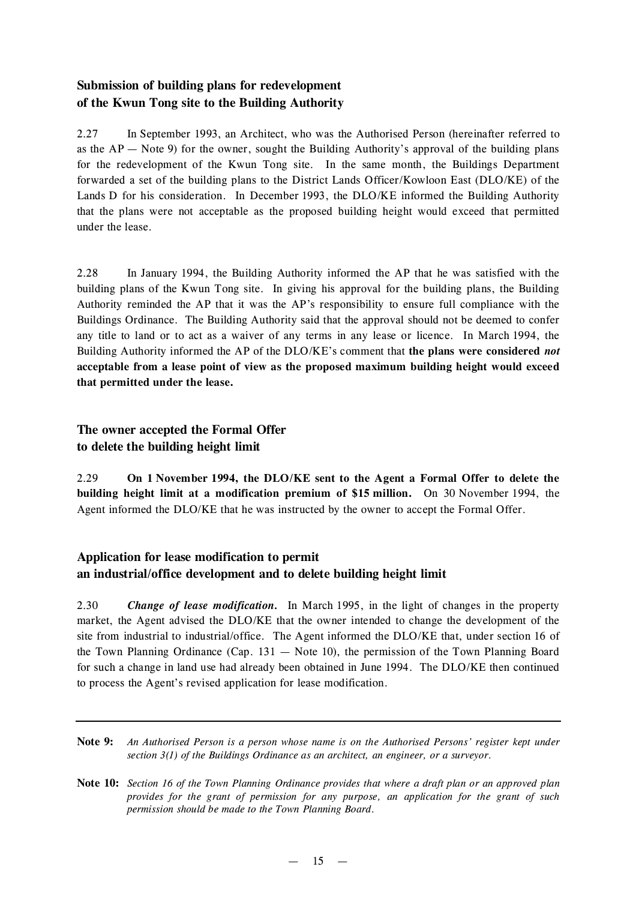### Submission of building plans for redevelopment of the Kwun Tong site to the Building Authority

2.27 In September 1993, an Architect, who was the Authorised Person (hereinafter referred to as the AP — Note 9) for the owner, sought the Building Authority's approval of the building plans for the redevelopment of the Kwun Tong site. In the same month, the Buildings Department forwarded a set of the building plans to the District Lands Officer/Kowloon East (DLO/KE) of the Lands D for his consideration. In December 1993, the DLO/KE informed the Building Authority that the plans were not acceptable as the proposed building height would exceed that permitted under the lease.

2.28 In January 1994, the Building Authority informed the AP that he was satisfied with the building plans of the Kwun Tong site. In giving his approval for the building plans, the Building Authority reminded the AP that it was the AP's responsibility to ensure full compliance with the Buildings Ordinance. The Building Authority said that the approval should not be deemed to confer any title to land or to act as a waiver of any terms in any lease or licence. In March 1994, the Building Authority informed the AP of the DLO/KE's comment that **the plans were considered *not* acceptable from a lease point of view as the proposed maximum building height would exceed that permitted under the lease.**

### The owner accepted the Formal Offer to delete the building height limit

2.29 **On 1 November 1994, the DLO/KE sent to the Agent a Formal Offer to delete the building height limit at a modification premium of $15 million.** On 30 November 1994, the Agent informed the DLO/KE that he was instructed by the owner to accept the Formal Offer.

### Application for lease modification to permit an industrial/office development and to delete building height limit

2.30 ***Change of lease modification.*** In March 1995, in the light of changes in the property market, the Agent advised the DLO/KE that the owner intended to change the development of the site from industrial to industrial/office. The Agent informed the DLO/KE that, under section 16 of the Town Planning Ordinance (Cap. 131 — Note 10), the permission of the Town Planning Board for such a change in land use had already been obtained in June 1994. The DLO/KE then continued to process the Agent's revised application for lease modification.

---

**Note 9:** *An Authorised Person is a person whose name is on the Authorised Persons' register kept under section 3(1) of the Buildings Ordinance as an architect, an engineer, or a surveyor.*

**Note 10:** *Section 16 of the Town Planning Ordinance provides that where a draft plan or an approved plan provides for the grant of permission for any purpose, an application for the grant of such permission should be made to the Town Planning Board.*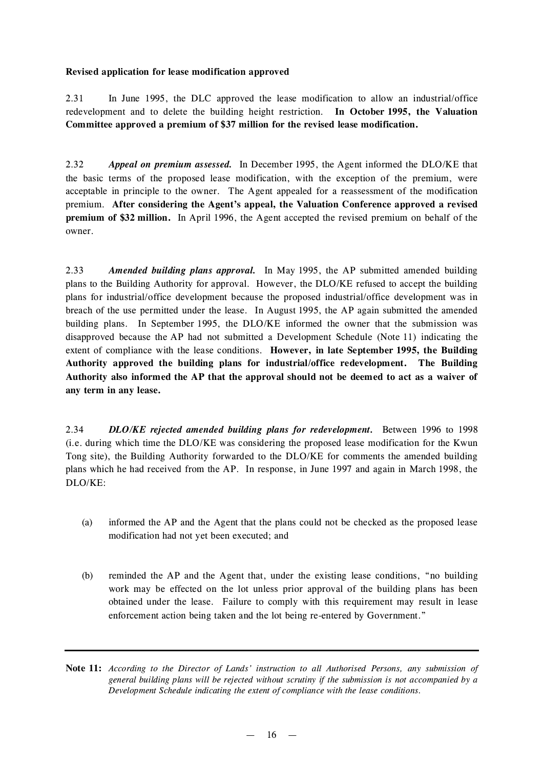**Revised application for lease modification approved**

2.31 In June 1995, the DLC approved the lease modification to allow an industrial/office redevelopment and to delete the building height restriction. **In October 1995, the Valuation Committee approved a premium of $37 million for the revised lease modification.**

2.32 ***Appeal on premium assessed.*** In December 1995, the Agent informed the DLO/KE that the basic terms of the proposed lease modification, with the exception of the premium, were acceptable in principle to the owner. The Agent appealed for a reassessment of the modification premium. **After considering the Agent's appeal, the Valuation Conference approved a revised premium of $32 million.** In April 1996, the Agent accepted the revised premium on behalf of the owner.

2.33 ***Amended building plans approval.*** In May 1995, the AP submitted amended building plans to the Building Authority for approval. However, the DLO/KE refused to accept the building plans for industrial/office development because the proposed industrial/office development was in breach of the use permitted under the lease. In August 1995, the AP again submitted the amended building plans. In September 1995, the DLO/KE informed the owner that the submission was disapproved because the AP had not submitted a Development Schedule (Note 11) indicating the extent of compliance with the lease conditions. **However, in late September 1995, the Building Authority approved the building plans for industrial/office redevelopment. The Building Authority also informed the AP that the approval should not be deemed to act as a waiver of any term in any lease.**

2.34 ***DLO/KE rejected amended building plans for redevelopment.*** Between 1996 to 1998 (i.e. during which time the DLO/KE was considering the proposed lease modification for the Kwun Tong site), the Building Authority forwarded to the DLO/KE for comments the amended building plans which he had received from the AP. In response, in June 1997 and again in March 1998, the DLO/KE:

(a) informed the AP and the Agent that the plans could not be checked as the proposed lease modification had not yet been executed; and

(b) reminded the AP and the Agent that, under the existing lease conditions, "no building work may be effected on the lot unless prior approval of the building plans has been obtained under the lease. Failure to comply with this requirement may result in lease enforcement action being taken and the lot being re-entered by Government."

---

**Note 11:** *According to the Director of Lands' instruction to all Authorised Persons, any submission of general building plans will be rejected without scrutiny if the submission is not accompanied by a Development Schedule indicating the extent of compliance with the lease conditions.*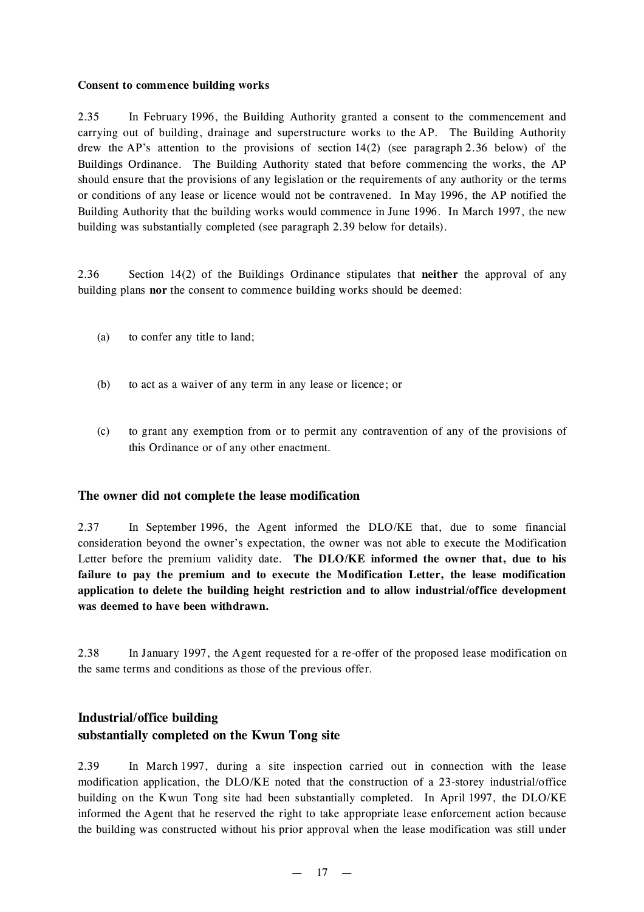**Consent to commence building works**

2.35 In February 1996, the Building Authority granted a consent to the commencement and carrying out of building, drainage and superstructure works to the AP. The Building Authority drew the AP's attention to the provisions of section 14(2) (see paragraph 2.36 below) of the Buildings Ordinance. The Building Authority stated that before commencing the works, the AP should ensure that the provisions of any legislation or the requirements of any authority or the terms or conditions of any lease or licence would not be contravened. In May 1996, the AP notified the Building Authority that the building works would commence in June 1996. In March 1997, the new building was substantially completed (see paragraph 2.39 below for details).

2.36 Section 14(2) of the Buildings Ordinance stipulates that **neither** the approval of any building plans **nor** the consent to commence building works should be deemed:

(a) to confer any title to land;

(b) to act as a waiver of any term in any lease or licence; or

(c) to grant any exemption from or to permit any contravention of any of the provisions of this Ordinance or of any other enactment.

## The owner did not complete the lease modification

2.37 In September 1996, the Agent informed the DLO/KE that, due to some financial consideration beyond the owner's expectation, the owner was not able to execute the Modification Letter before the premium validity date. **The DLO/KE informed the owner that, due to his failure to pay the premium and to execute the Modification Letter, the lease modification application to delete the building height restriction and to allow industrial/office development was deemed to have been withdrawn.**

2.38 In January 1997, the Agent requested for a re-offer of the proposed lease modification on the same terms and conditions as those of the previous offer.

## Industrial/office building substantially completed on the Kwun Tong site

2.39 In March 1997, during a site inspection carried out in connection with the lease modification application, the DLO/KE noted that the construction of a 23-storey industrial/office building on the Kwun Tong site had been substantially completed. In April 1997, the DLO/KE informed the Agent that he reserved the right to take appropriate lease enforcement action because the building was constructed without his prior approval when the lease modification was still under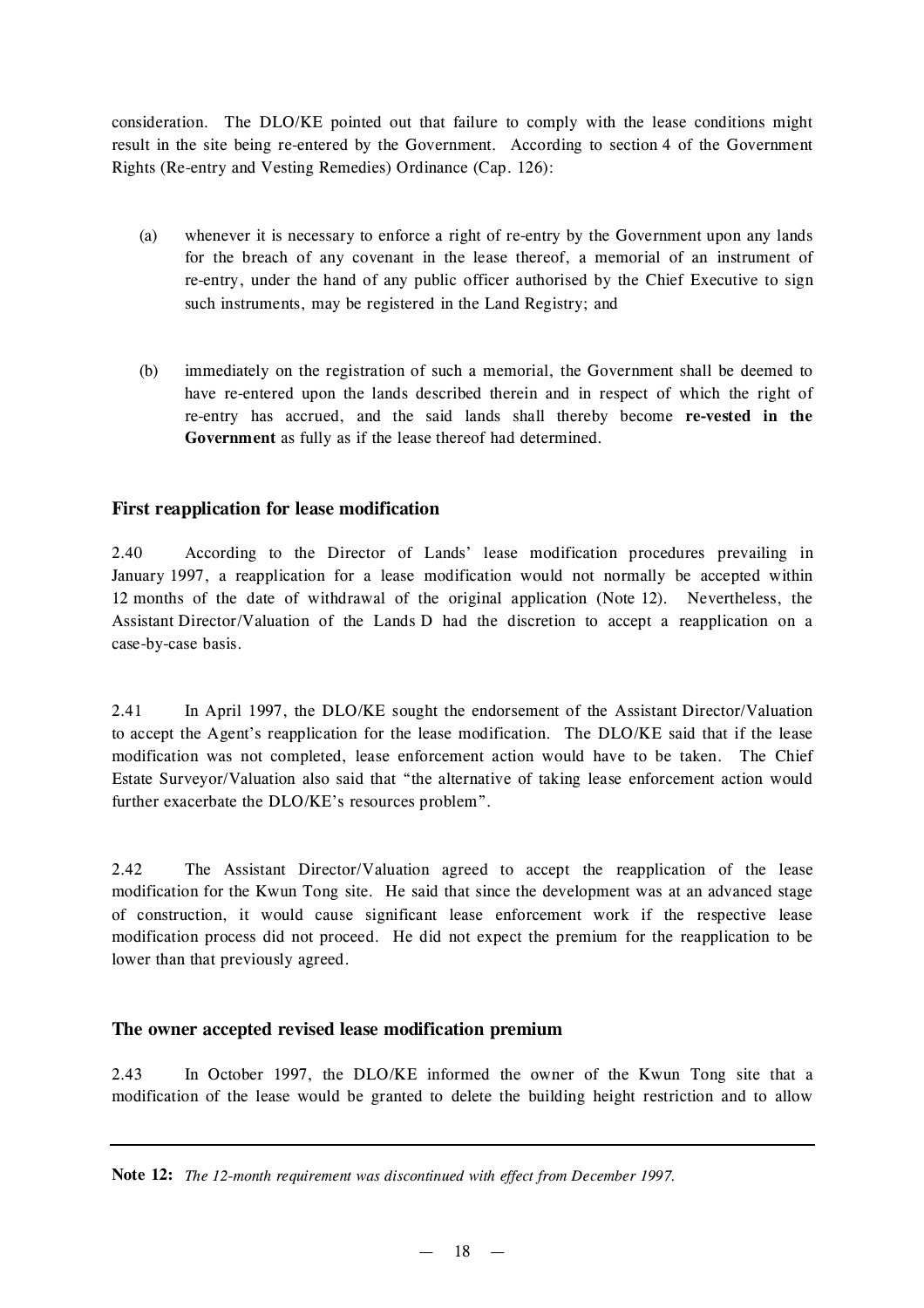consideration. The DLO/KE pointed out that failure to comply with the lease conditions might result in the site being re-entered by the Government. According to section 4 of the Government Rights (Re-entry and Vesting Remedies) Ordinance (Cap. 126):

(a) whenever it is necessary to enforce a right of re-entry by the Government upon any lands for the breach of any covenant in the lease thereof, a memorial of an instrument of re-entry, under the hand of any public officer authorised by the Chief Executive to sign such instruments, may be registered in the Land Registry; and

(b) immediately on the registration of such a memorial, the Government shall be deemed to have re-entered upon the lands described therein and in respect of which the right of re-entry has accrued, and the said lands shall thereby become **re-vested in the Government** as fully as if the lease thereof had determined.

### First reapplication for lease modification

2.40 According to the Director of Lands' lease modification procedures prevailing in January 1997, a reapplication for a lease modification would not normally be accepted within 12 months of the date of withdrawal of the original application (Note 12). Nevertheless, the Assistant Director/Valuation of the Lands D had the discretion to accept a reapplication on a case-by-case basis.

2.41 In April 1997, the DLO/KE sought the endorsement of the Assistant Director/Valuation to accept the Agent's reapplication for the lease modification. The DLO/KE said that if the lease modification was not completed, lease enforcement action would have to be taken. The Chief Estate Surveyor/Valuation also said that "the alternative of taking lease enforcement action would further exacerbate the DLO/KE's resources problem".

2.42 The Assistant Director/Valuation agreed to accept the reapplication of the lease modification for the Kwun Tong site. He said that since the development was at an advanced stage of construction, it would cause significant lease enforcement work if the respective lease modification process did not proceed. He did not expect the premium for the reapplication to be lower than that previously agreed.

### The owner accepted revised lease modification premium

2.43 In October 1997, the DLO/KE informed the owner of the Kwun Tong site that a modification of the lease would be granted to delete the building height restriction and to allow

**Note 12:** *The 12-month requirement was discontinued with effect from December 1997.*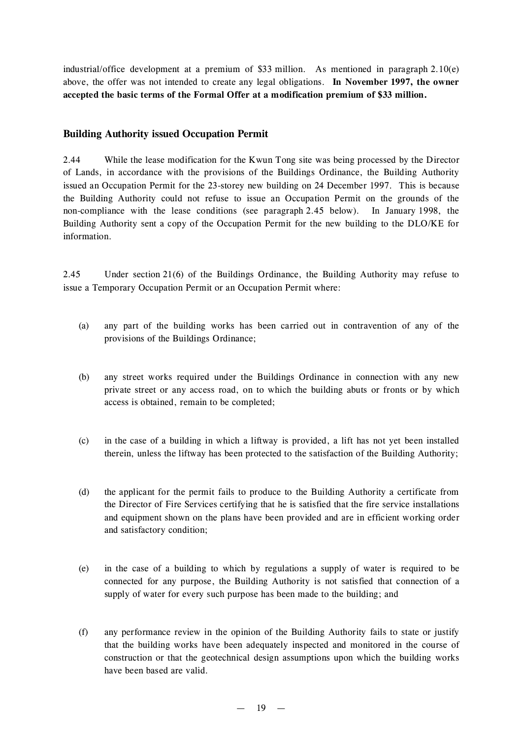industrial/office development at a premium of $33 million. As mentioned in paragraph 2.10(e) above, the offer was not intended to create any legal obligations. **In November 1997, the owner accepted the basic terms of the Formal Offer at a modification premium of $33 million.**

### Building Authority issued Occupation Permit

2.44 While the lease modification for the Kwun Tong site was being processed by the Director of Lands, in accordance with the provisions of the Buildings Ordinance, the Building Authority issued an Occupation Permit for the 23-storey new building on 24 December 1997. This is because the Building Authority could not refuse to issue an Occupation Permit on the grounds of the non-compliance with the lease conditions (see paragraph 2.45 below). In January 1998, the Building Authority sent a copy of the Occupation Permit for the new building to the DLO/KE for information.

2.45 Under section 21(6) of the Buildings Ordinance, the Building Authority may refuse to issue a Temporary Occupation Permit or an Occupation Permit where:

(a) any part of the building works has been carried out in contravention of any of the provisions of the Buildings Ordinance;

(b) any street works required under the Buildings Ordinance in connection with any new private street or any access road, on to which the building abuts or fronts or by which access is obtained, remain to be completed;

(c) in the case of a building in which a liftway is provided, a lift has not yet been installed therein, unless the liftway has been protected to the satisfaction of the Building Authority;

(d) the applicant for the permit fails to produce to the Building Authority a certificate from the Director of Fire Services certifying that he is satisfied that the fire service installations and equipment shown on the plans have been provided and are in efficient working order and satisfactory condition;

(e) in the case of a building to which by regulations a supply of water is required to be connected for any purpose, the Building Authority is not satisfied that connection of a supply of water for every such purpose has been made to the building; and

(f) any performance review in the opinion of the Building Authority fails to state or justify that the building works have been adequately inspected and monitored in the course of construction or that the geotechnical design assumptions upon which the building works have been based are valid.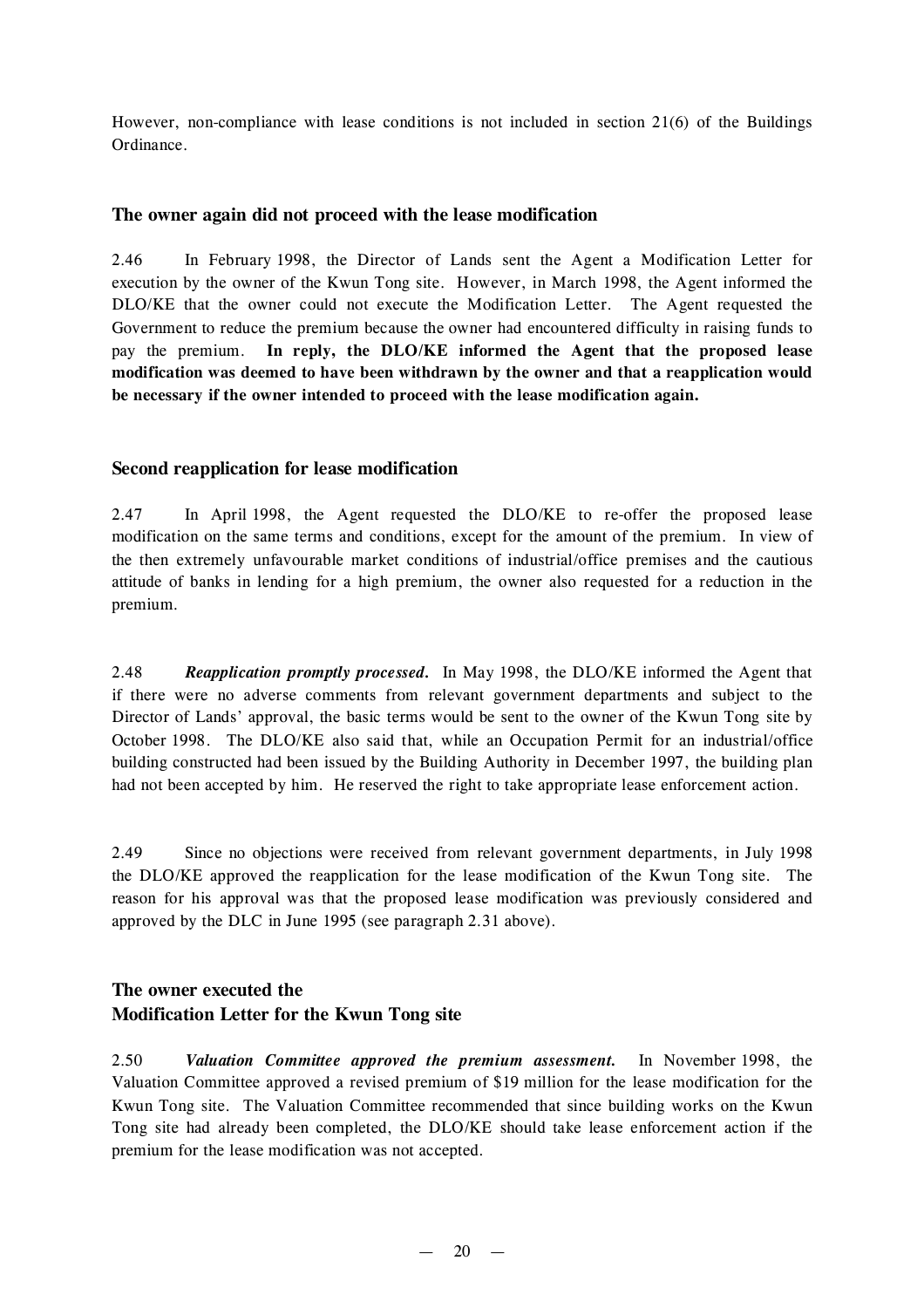However, non-compliance with lease conditions is not included in section 21(6) of the Buildings Ordinance.

### The owner again did not proceed with the lease modification

2.46 In February 1998, the Director of Lands sent the Agent a Modification Letter for execution by the owner of the Kwun Tong site. However, in March 1998, the Agent informed the DLO/KE that the owner could not execute the Modification Letter. The Agent requested the Government to reduce the premium because the owner had encountered difficulty in raising funds to pay the premium. **In reply, the DLO/KE informed the Agent that the proposed lease modification was deemed to have been withdrawn by the owner and that a reapplication would be necessary if the owner intended to proceed with the lease modification again.**

### Second reapplication for lease modification

2.47 In April 1998, the Agent requested the DLO/KE to re-offer the proposed lease modification on the same terms and conditions, except for the amount of the premium. In view of the then extremely unfavourable market conditions of industrial/office premises and the cautious attitude of banks in lending for a high premium, the owner also requested for a reduction in the premium.

2.48 ***Reapplication promptly processed.*** In May 1998, the DLO/KE informed the Agent that if there were no adverse comments from relevant government departments and subject to the Director of Lands' approval, the basic terms would be sent to the owner of the Kwun Tong site by October 1998. The DLO/KE also said that, while an Occupation Permit for an industrial/office building constructed had been issued by the Building Authority in December 1997, the building plan had not been accepted by him. He reserved the right to take appropriate lease enforcement action.

2.49 Since no objections were received from relevant government departments, in July 1998 the DLO/KE approved the reapplication for the lease modification of the Kwun Tong site. The reason for his approval was that the proposed lease modification was previously considered and approved by the DLC in June 1995 (see paragraph 2.31 above).

### The owner executed the Modification Letter for the Kwun Tong site

2.50 ***Valuation Committee approved the premium assessment.*** In November 1998, the Valuation Committee approved a revised premium of $19 million for the lease modification for the Kwun Tong site. The Valuation Committee recommended that since building works on the Kwun Tong site had already been completed, the DLO/KE should take lease enforcement action if the premium for the lease modification was not accepted.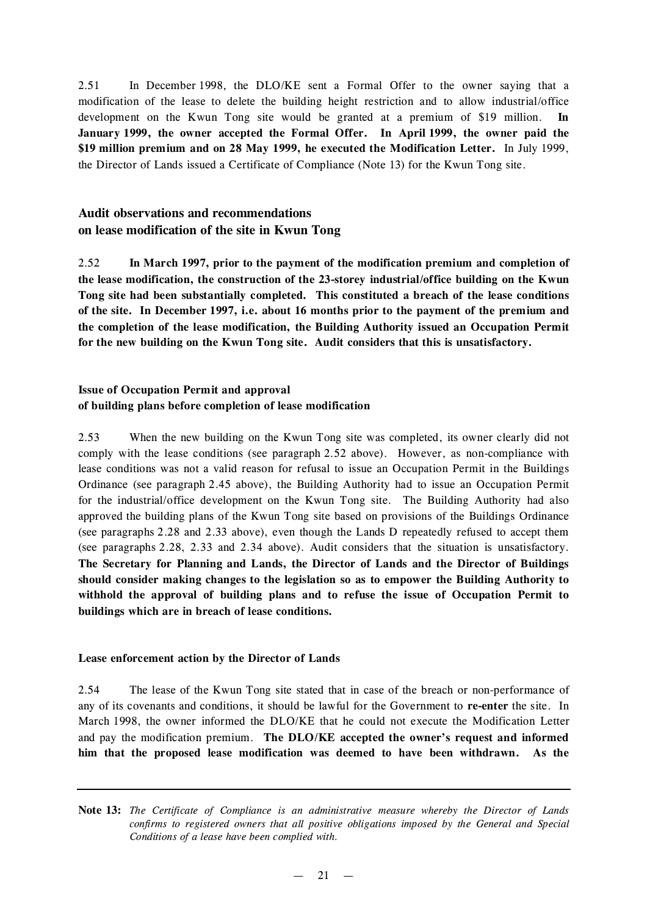2.51 In December 1998, the DLO/KE sent a Formal Offer to the owner saying that a modification of the lease to delete the building height restriction and to allow industrial/office development on the Kwun Tong site would be granted at a premium of $19 million. **In January 1999, the owner accepted the Formal Offer. In April 1999, the owner paid the $19 million premium and on 28 May 1999, he executed the Modification Letter.** In July 1999, the Director of Lands issued a Certificate of Compliance (Note 13) for the Kwun Tong site.

## Audit observations and recommendations on lease modification of the site in Kwun Tong

2.52 **In March 1997, prior to the payment of the modification premium and completion of the lease modification, the construction of the 23-storey industrial/office building on the Kwun Tong site had been substantially completed. This constituted a breach of the lease conditions of the site. In December 1997, i.e. about 16 months prior to the payment of the premium and the completion of the lease modification, the Building Authority issued an Occupation Permit for the new building on the Kwun Tong site. Audit considers that this is unsatisfactory.**

### Issue of Occupation Permit and approval of building plans before completion of lease modification

2.53 When the new building on the Kwun Tong site was completed, its owner clearly did not comply with the lease conditions (see paragraph 2.52 above). However, as non-compliance with lease conditions was not a valid reason for refusal to issue an Occupation Permit in the Buildings Ordinance (see paragraph 2.45 above), the Building Authority had to issue an Occupation Permit for the industrial/office development on the Kwun Tong site. The Building Authority had also approved the building plans of the Kwun Tong site based on provisions of the Buildings Ordinance (see paragraphs 2.28 and 2.33 above), even though the Lands D repeatedly refused to accept them (see paragraphs 2.28, 2.33 and 2.34 above). Audit considers that the situation is unsatisfactory. **The Secretary for Planning and Lands, the Director of Lands and the Director of Buildings should consider making changes to the legislation so as to empower the Building Authority to withhold the approval of building plans and to refuse the issue of Occupation Permit to buildings which are in breach of lease conditions.**

### Lease enforcement action by the Director of Lands

2.54 The lease of the Kwun Tong site stated that in case of the breach or non-performance of any of its covenants and conditions, it should be lawful for the Government to **re-enter** the site. In March 1998, the owner informed the DLO/KE that he could not execute the Modification Letter and pay the modification premium. **The DLO/KE accepted the owner's request and informed him that the proposed lease modification was deemed to have been withdrawn. As the**

---

**Note 13:** *The Certificate of Compliance is an administrative measure whereby the Director of Lands confirms to registered owners that all positive obligations imposed by the General and Special Conditions of a lease have been complied with.*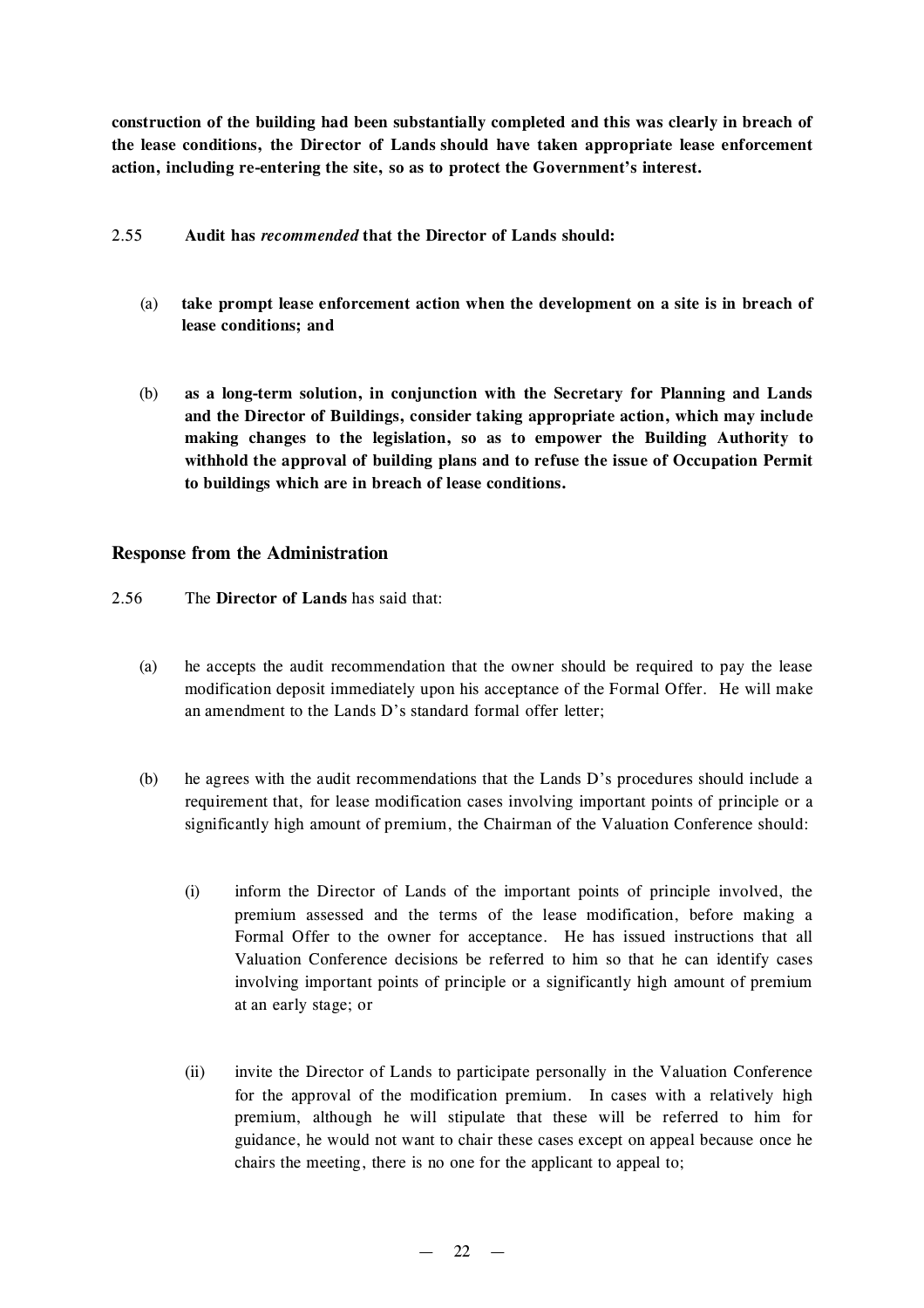**construction of the building had been substantially completed and this was clearly in breach of the lease conditions, the Director of Lands should have taken appropriate lease enforcement action, including re-entering the site, so as to protect the Government's interest.**

2.55 **Audit has *recommended* that the Director of Lands should:**

(a) **take prompt lease enforcement action when the development on a site is in breach of lease conditions; and**

(b) **as a long-term solution, in conjunction with the Secretary for Planning and Lands and the Director of Buildings, consider taking appropriate action, which may include making changes to the legislation, so as to empower the Building Authority to withhold the approval of building plans and to refuse the issue of Occupation Permit to buildings which are in breach of lease conditions.**

### Response from the Administration

2.56 The **Director of Lands** has said that:

(a) he accepts the audit recommendation that the owner should be required to pay the lease modification deposit immediately upon his acceptance of the Formal Offer. He will make an amendment to the Lands D's standard formal offer letter;

(b) he agrees with the audit recommendations that the Lands D's procedures should include a requirement that, for lease modification cases involving important points of principle or a significantly high amount of premium, the Chairman of the Valuation Conference should:

(i) inform the Director of Lands of the important points of principle involved, the premium assessed and the terms of the lease modification, before making a Formal Offer to the owner for acceptance. He has issued instructions that all Valuation Conference decisions be referred to him so that he can identify cases involving important points of principle or a significantly high amount of premium at an early stage; or

(ii) invite the Director of Lands to participate personally in the Valuation Conference for the approval of the modification premium. In cases with a relatively high premium, although he will stipulate that these will be referred to him for guidance, he would not want to chair these cases except on appeal because once he chairs the meeting, there is no one for the applicant to appeal to;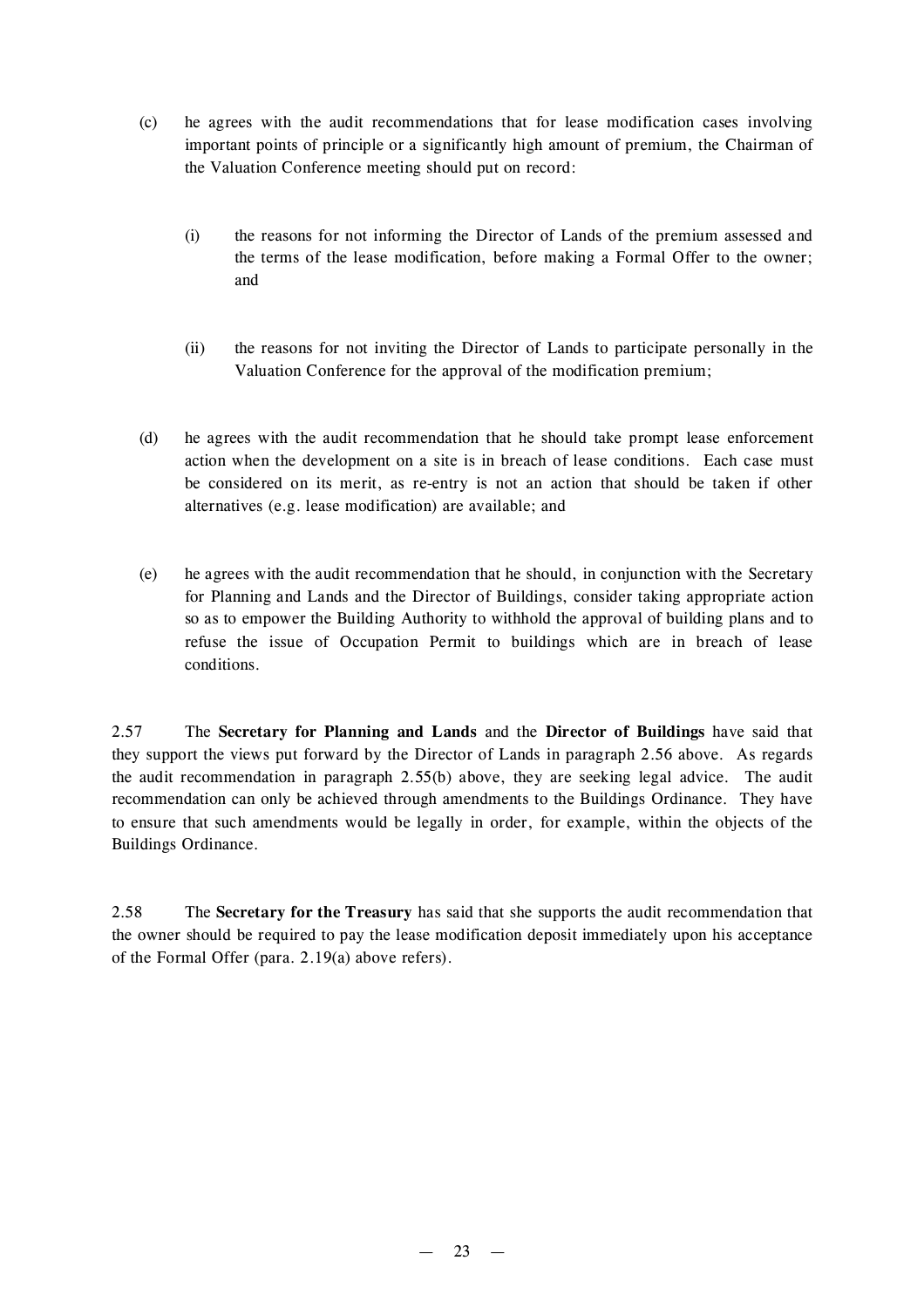(c) he agrees with the audit recommendations that for lease modification cases involving important points of principle or a significantly high amount of premium, the Chairman of the Valuation Conference meeting should put on record:

   (i) the reasons for not informing the Director of Lands of the premium assessed and the terms of the lease modification, before making a Formal Offer to the owner; and

   (ii) the reasons for not inviting the Director of Lands to participate personally in the Valuation Conference for the approval of the modification premium;

(d) he agrees with the audit recommendation that he should take prompt lease enforcement action when the development on a site is in breach of lease conditions. Each case must be considered on its merit, as re-entry is not an action that should be taken if other alternatives (e.g. lease modification) are available; and

(e) he agrees with the audit recommendation that he should, in conjunction with the Secretary for Planning and Lands and the Director of Buildings, consider taking appropriate action so as to empower the Building Authority to withhold the approval of building plans and to refuse the issue of Occupation Permit to buildings which are in breach of lease conditions.

2.57 The **Secretary for Planning and Lands** and the **Director of Buildings** have said that they support the views put forward by the Director of Lands in paragraph 2.56 above. As regards the audit recommendation in paragraph 2.55(b) above, they are seeking legal advice. The audit recommendation can only be achieved through amendments to the Buildings Ordinance. They have to ensure that such amendments would be legally in order, for example, within the objects of the Buildings Ordinance.

2.58 The **Secretary for the Treasury** has said that she supports the audit recommendation that the owner should be required to pay the lease modification deposit immediately upon his acceptance of the Formal Offer (para. 2.19(a) above refers).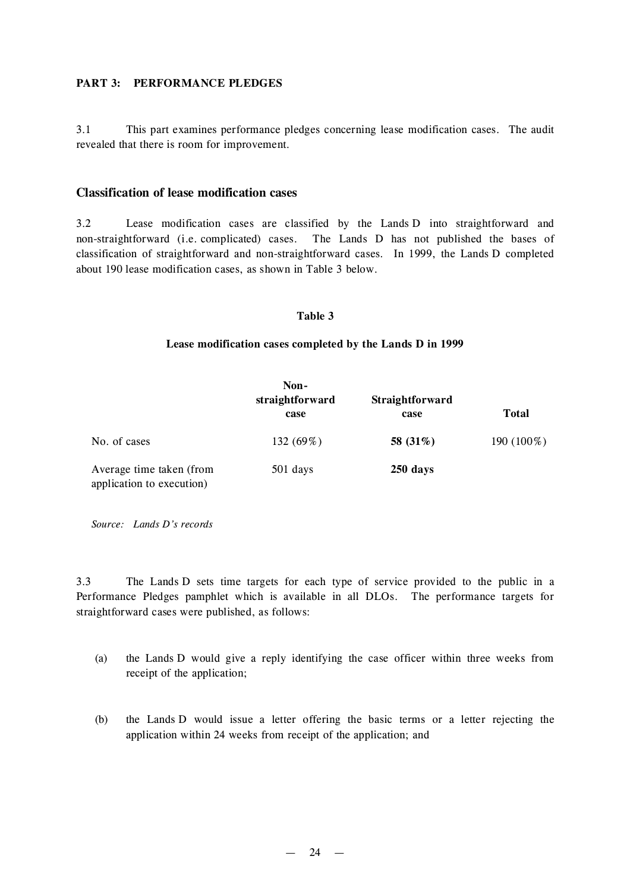## PART 3: PERFORMANCE PLEDGES

3.1 This part examines performance pledges concerning lease modification cases. The audit revealed that there is room for improvement.

### Classification of lease modification cases

3.2 Lease modification cases are classified by the Lands D into straightforward and non-straightforward (i.e. complicated) cases. The Lands D has not published the bases of classification of straightforward and non-straightforward cases. In 1999, the Lands D completed about 190 lease modification cases, as shown in Table 3 below.

**Table 3**

**Lease modification cases completed by the Lands D in 1999**

| | Non-straightforward case | Straightforward case | Total |
|---|---|---|---|
| No. of cases | 132 (69%) | **58 (31%)** | 190 (100%) |
| Average time taken (from application to execution) | 501 days | **250 days** | |

*Source: Lands D's records*

3.3 The Lands D sets time targets for each type of service provided to the public in a Performance Pledges pamphlet which is available in all DLOs. The performance targets for straightforward cases were published, as follows:

(a) the Lands D would give a reply identifying the case officer within three weeks from receipt of the application;

(b) the Lands D would issue a letter offering the basic terms or a letter rejecting the application within 24 weeks from receipt of the application; and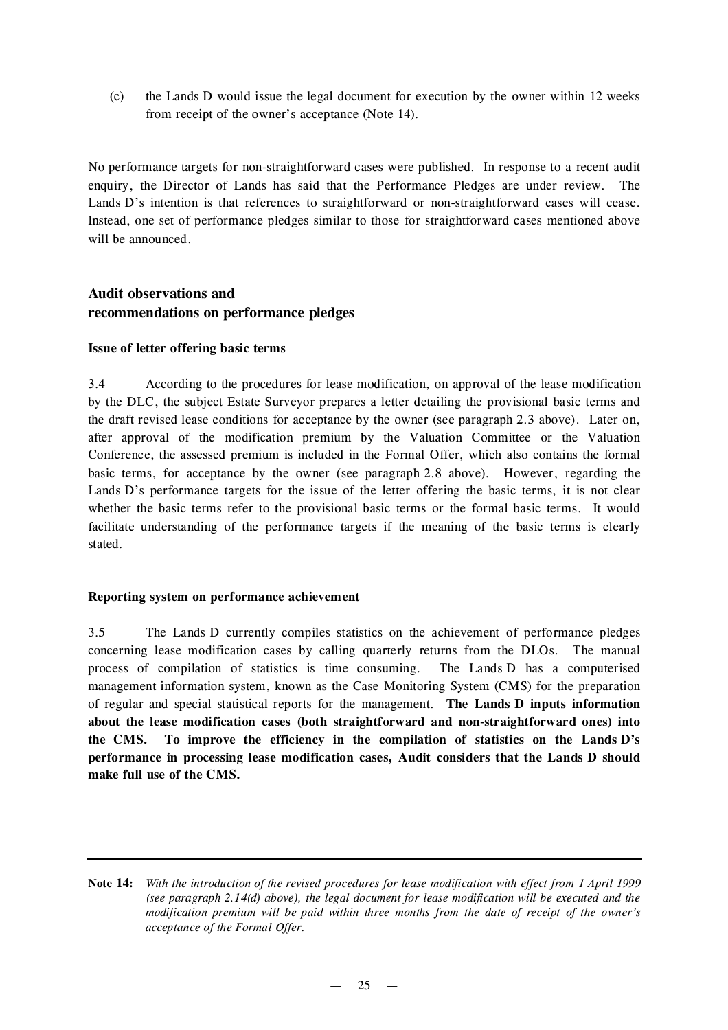(c) the Lands D would issue the legal document for execution by the owner within 12 weeks from receipt of the owner's acceptance (Note 14).

No performance targets for non-straightforward cases were published. In response to a recent audit enquiry, the Director of Lands has said that the Performance Pledges are under review. The Lands D's intention is that references to straightforward or non-straightforward cases will cease. Instead, one set of performance pledges similar to those for straightforward cases mentioned above will be announced.

## Audit observations and recommendations on performance pledges

### Issue of letter offering basic terms

3.4 According to the procedures for lease modification, on approval of the lease modification by the DLC, the subject Estate Surveyor prepares a letter detailing the provisional basic terms and the draft revised lease conditions for acceptance by the owner (see paragraph 2.3 above). Later on, after approval of the modification premium by the Valuation Committee or the Valuation Conference, the assessed premium is included in the Formal Offer, which also contains the formal basic terms, for acceptance by the owner (see paragraph 2.8 above). However, regarding the Lands D's performance targets for the issue of the letter offering the basic terms, it is not clear whether the basic terms refer to the provisional basic terms or the formal basic terms. It would facilitate understanding of the performance targets if the meaning of the basic terms is clearly stated.

### Reporting system on performance achievement

3.5 The Lands D currently compiles statistics on the achievement of performance pledges concerning lease modification cases by calling quarterly returns from the DLOs. The manual process of compilation of statistics is time consuming. The Lands D has a computerised management information system, known as the Case Monitoring System (CMS) for the preparation of regular and special statistical reports for the management. **The Lands D inputs information about the lease modification cases (both straightforward and non-straightforward ones) into the CMS. To improve the efficiency in the compilation of statistics on the Lands D's performance in processing lease modification cases, Audit considers that the Lands D should make full use of the CMS.**

---

**Note 14:** *With the introduction of the revised procedures for lease modification with effect from 1 April 1999 (see paragraph 2.14(d) above), the legal document for lease modification will be executed and the modification premium will be paid within three months from the date of receipt of the owner's acceptance of the Formal Offer.*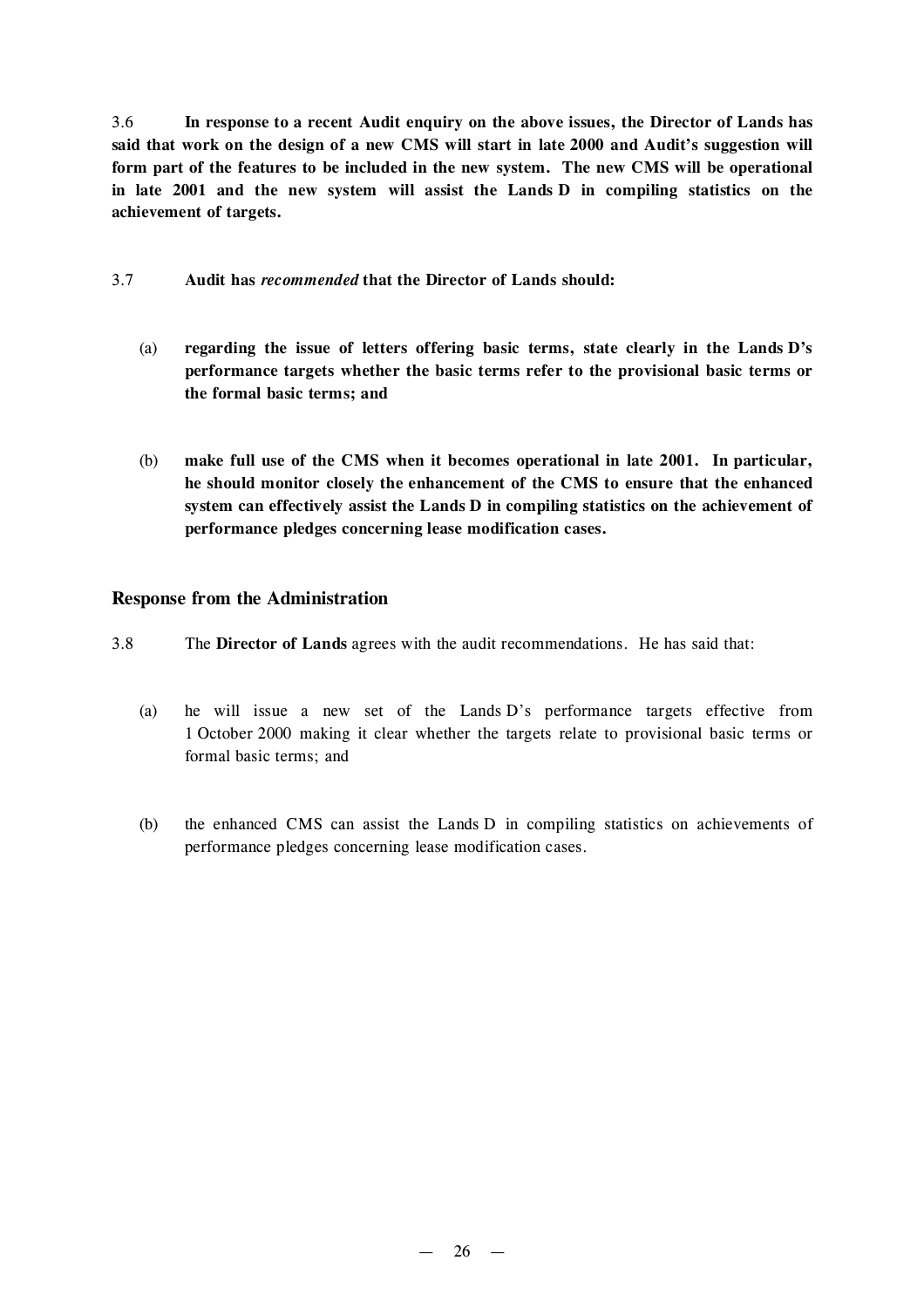3.6 **In response to a recent Audit enquiry on the above issues, the Director of Lands has said that work on the design of a new CMS will start in late 2000 and Audit's suggestion will form part of the features to be included in the new system. The new CMS will be operational in late 2001 and the new system will assist the Lands D in compiling statistics on the achievement of targets.**

3.7 **Audit has *recommended* that the Director of Lands should:**

(a) **regarding the issue of letters offering basic terms, state clearly in the Lands D's performance targets whether the basic terms refer to the provisional basic terms or the formal basic terms; and**

(b) **make full use of the CMS when it becomes operational in late 2001. In particular, he should monitor closely the enhancement of the CMS to ensure that the enhanced system can effectively assist the Lands D in compiling statistics on the achievement of performance pledges concerning lease modification cases.**

### Response from the Administration

3.8 The **Director of Lands** agrees with the audit recommendations. He has said that:

(a) he will issue a new set of the Lands D's performance targets effective from 1 October 2000 making it clear whether the targets relate to provisional basic terms or formal basic terms; and

(b) the enhanced CMS can assist the Lands D in compiling statistics on achievements of performance pledges concerning lease modification cases.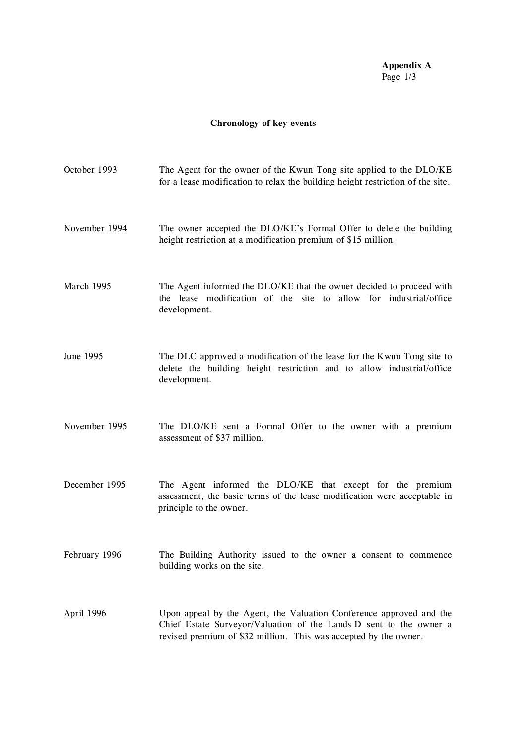**Appendix A**

## Chronology of key events

| | |
|---|---|
| October 1993 | The Agent for the owner of the Kwun Tong site applied to the DLO/KE for a lease modification to relax the building height restriction of the site. |
| November 1994 | The owner accepted the DLO/KE's Formal Offer to delete the building height restriction at a modification premium of $15 million. |
| March 1995 | The Agent informed the DLO/KE that the owner decided to proceed with the lease modification of the site to allow for industrial/office development. |
| June 1995 | The DLC approved a modification of the lease for the Kwun Tong site to delete the building height restriction and to allow industrial/office development. |
| November 1995 | The DLO/KE sent a Formal Offer to the owner with a premium assessment of $37 million. |
| December 1995 | The Agent informed the DLO/KE that except for the premium assessment, the basic terms of the lease modification were acceptable in principle to the owner. |
| February 1996 | The Building Authority issued to the owner a consent to commence building works on the site. |
| April 1996 | Upon appeal by the Agent, the Valuation Conference approved and the Chief Estate Surveyor/Valuation of the Lands D sent to the owner a revised premium of $32 million. This was accepted by the owner. |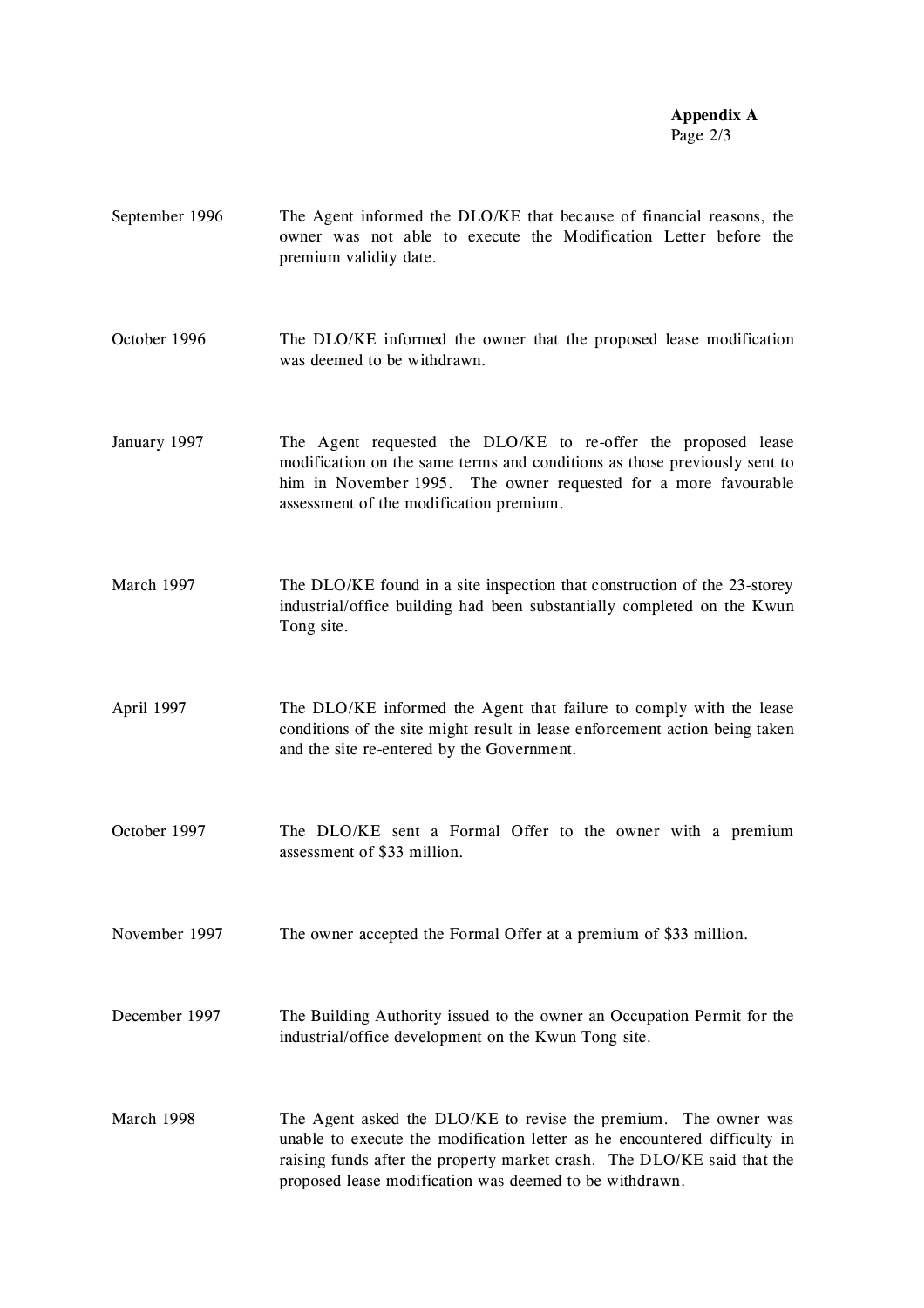**Appendix A**
Page 2/3

| | |
|---|---|
| September 1996 | The Agent informed the DLO/KE that because of financial reasons, the owner was not able to execute the Modification Letter before the premium validity date. |
| October 1996 | The DLO/KE informed the owner that the proposed lease modification was deemed to be withdrawn. |
| January 1997 | The Agent requested the DLO/KE to re-offer the proposed lease modification on the same terms and conditions as those previously sent to him in November 1995. The owner requested for a more favourable assessment of the modification premium. |
| March 1997 | The DLO/KE found in a site inspection that construction of the 23-storey industrial/office building had been substantially completed on the Kwun Tong site. |
| April 1997 | The DLO/KE informed the Agent that failure to comply with the lease conditions of the site might result in lease enforcement action being taken and the site re-entered by the Government. |
| October 1997 | The DLO/KE sent a Formal Offer to the owner with a premium assessment of $33 million. |
| November 1997 | The owner accepted the Formal Offer at a premium of $33 million. |
| December 1997 | The Building Authority issued to the owner an Occupation Permit for the industrial/office development on the Kwun Tong site. |
| March 1998 | The Agent asked the DLO/KE to revise the premium. The owner was unable to execute the modification letter as he encountered difficulty in raising funds after the property market crash. The DLO/KE said that the proposed lease modification was deemed to be withdrawn. |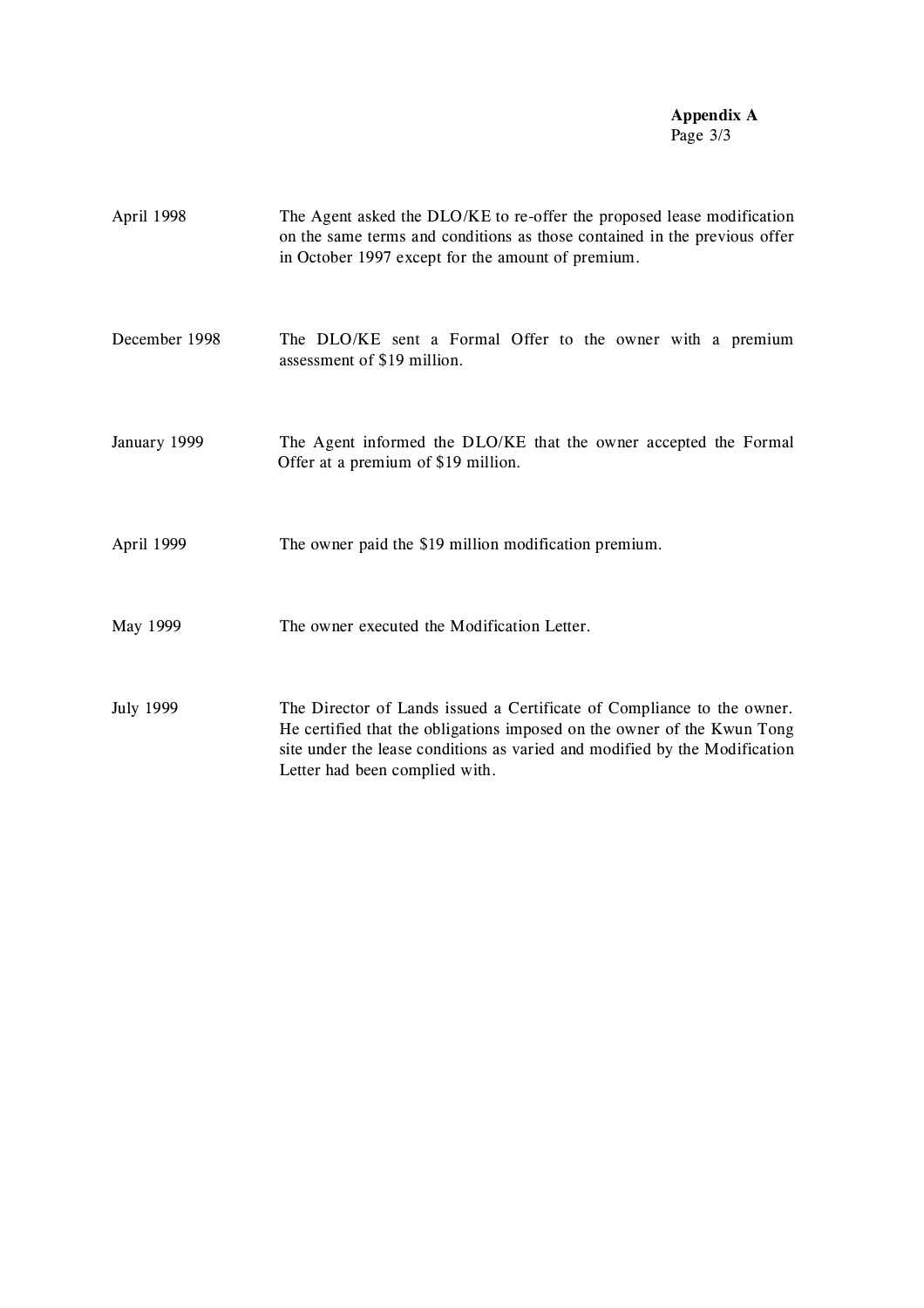**Appendix A**
Page 3/3

| | |
|---|---|
| April 1998 | The Agent asked the DLO/KE to re-offer the proposed lease modification on the same terms and conditions as those contained in the previous offer in October 1997 except for the amount of premium. |
| December 1998 | The DLO/KE sent a Formal Offer to the owner with a premium assessment of $19 million. |
| January 1999 | The Agent informed the DLO/KE that the owner accepted the Formal Offer at a premium of $19 million. |
| April 1999 | The owner paid the $19 million modification premium. |
| May 1999 | The owner executed the Modification Letter. |
| July 1999 | The Director of Lands issued a Certificate of Compliance to the owner. He certified that the obligations imposed on the owner of the Kwun Tong site under the lease conditions as varied and modified by the Modification Letter had been complied with. |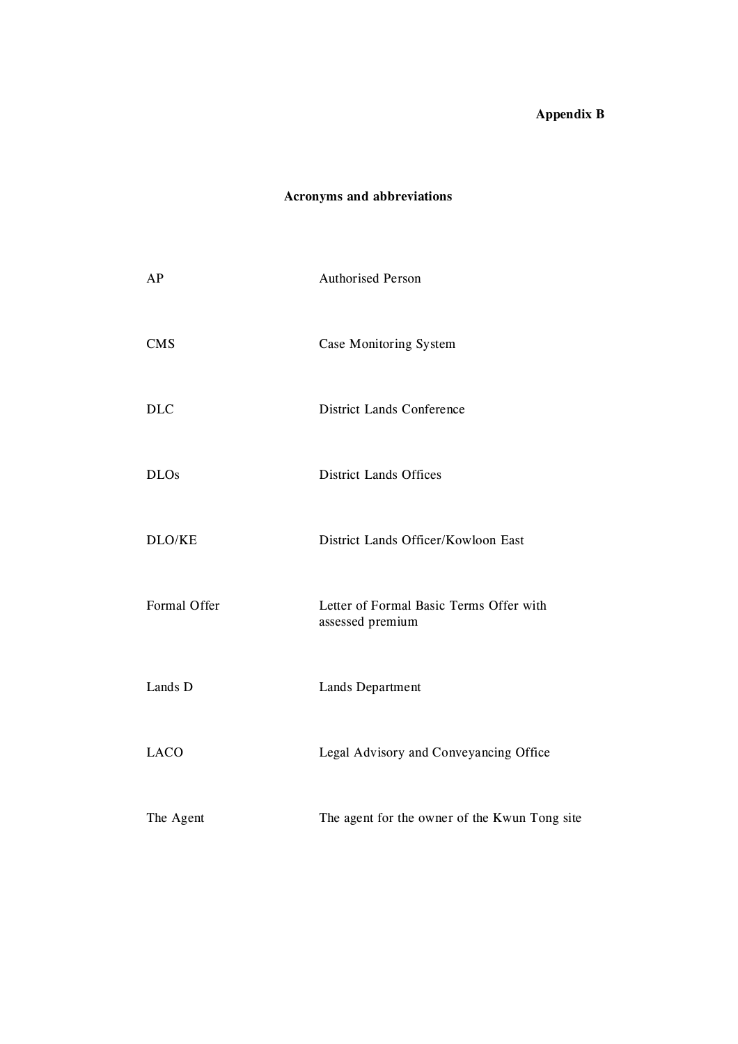**Appendix B**

## Acronyms and abbreviations

| | |
|---|---|
| AP | Authorised Person |
| CMS | Case Monitoring System |
| DLC | District Lands Conference |
| DLOs | District Lands Offices |
| DLO/KE | District Lands Officer/Kowloon East |
| Formal Offer | Letter of Formal Basic Terms Offer with assessed premium |
| Lands D | Lands Department |
| LACO | Legal Advisory and Conveyancing Office |
| The Agent | The agent for the owner of the Kwun Tong site |